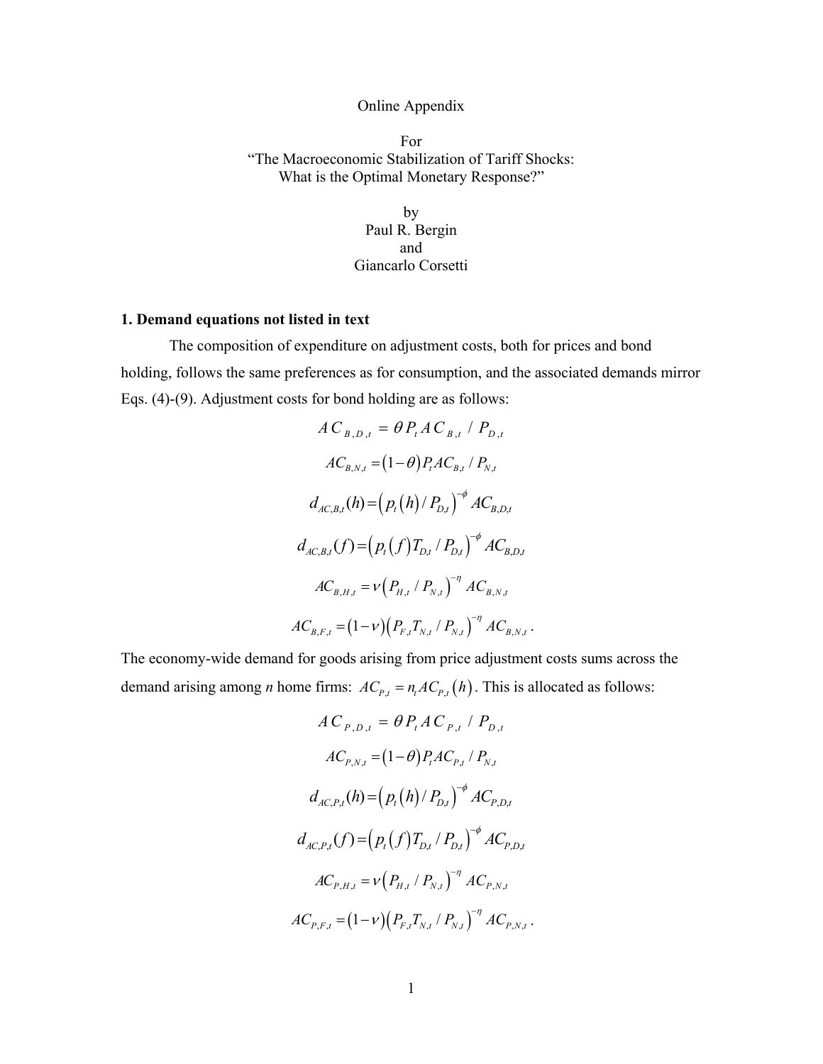Online Appendix

For
"The Macroeconomic Stabilization of Tariff Shocks:
What is the Optimal Monetary Response?"

by
Paul R. Bergin
and
Giancarlo Corsetti

## 1. Demand equations not listed in text

The composition of expenditure on adjustment costs, both for prices and bond holding, follows the same preferences as for consumption, and the associated demands mirror Eqs. (4)-(9). Adjustment costs for bond holding are as follows:

$$AC_{B,D,t} = \theta P_t AC_{B,t} / P_{D,t}$$

$$AC_{B,N,t} = (1-\theta) P_t AC_{B,t} / P_{N,t}$$

$$d_{AC,B,t}(h) = \left( p_t(h) / P_{D,t} \right)^{-\phi} AC_{B,D,t}$$

$$d_{AC,B,t}(f) = \left( p_t(f) T_{D,t} / P_{D,t} \right)^{-\phi} AC_{B,D,t}$$

$$AC_{B,H,t} = \nu \left( P_{H,t} / P_{N,t} \right)^{-\eta} AC_{B,N,t}$$

$$AC_{B,F,t} = (1-\nu) \left( P_{F,t} T_{N,t} / P_{N,t} \right)^{-\eta} AC_{B,N,t} .$$

The economy-wide demand for goods arising from price adjustment costs sums across the demand arising among *n* home firms: $AC_{P,t} = n_t AC_{P,t}(h)$. This is allocated as follows:

$$AC_{P,D,t} = \theta P_t AC_{P,t} / P_{D,t}$$

$$AC_{P,N,t} = (1-\theta) P_t AC_{P,t} / P_{N,t}$$

$$d_{AC,P,t}(h) = \left( p_t(h) / P_{D,t} \right)^{-\phi} AC_{P,D,t}$$

$$d_{AC,P,t}(f) = \left( p_t(f) T_{D,t} / P_{D,t} \right)^{-\phi} AC_{P,D,t}$$

$$AC_{P,H,t} = \nu \left( P_{H,t} / P_{N,t} \right)^{-\eta} AC_{P,N,t}$$

$$AC_{P,F,t} = (1-\nu) \left( P_{F,t} T_{N,t} / P_{N,t} \right)^{-\eta} AC_{P,N,t} .$$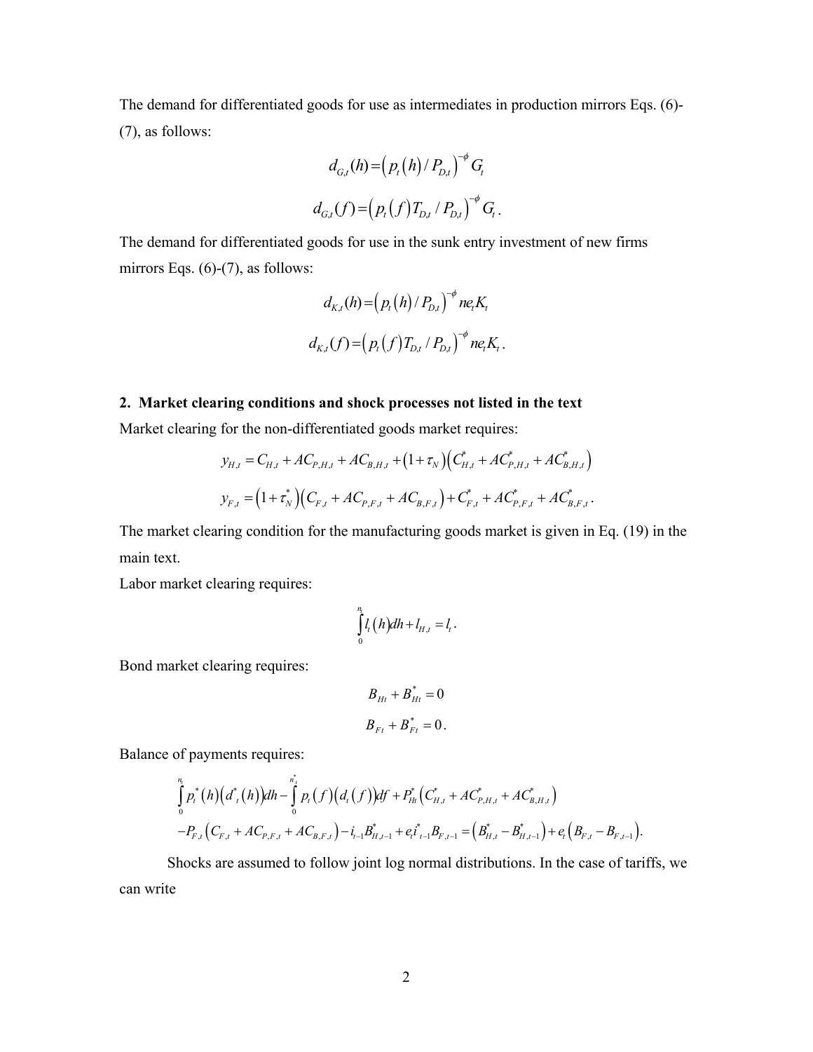The demand for differentiated goods for use as intermediates in production mirrors Eqs. (6)-(7), as follows:

$$d_{G,t}(h) = \left(p_t(h)/P_{D,t}\right)^{-\phi} G_t$$

$$d_{G,t}(f) = \left(p_t(f)T_{D,t}/P_{D,t}\right)^{-\phi} G_t .$$

The demand for differentiated goods for use in the sunk entry investment of new firms mirrors Eqs. (6)-(7), as follows:

$$d_{K,t}(h) = \left(p_t(h)/P_{D,t}\right)^{-\phi} ne_t K_t$$

$$d_{K,t}(f) = \left(p_t(f)T_{D,t}/P_{D,t}\right)^{-\phi} ne_t K_t .$$

## 2. Market clearing conditions and shock processes not listed in the text

Market clearing for the non-differentiated goods market requires:

$$y_{H,t} = C_{H,t} + AC_{P,H,t} + AC_{B,H,t} + \left(1+\tau_N\right)\left(C^*_{H,t} + AC^*_{P,H,t} + AC^*_{B,H,t}\right)$$

$$y_{F,t} = \left(1+\tau^*_N\right)\left(C_{F,t} + AC_{P,F,t} + AC_{B,F,t}\right) + C^*_{F,t} + AC^*_{P,F,t} + AC^*_{B,F,t} .$$

The market clearing condition for the manufacturing goods market is given in Eq. (19) in the main text.

Labor market clearing requires:

$$\int_0^{n_t} l_t(h)\,dh + l_{H,t} = l_t .$$

Bond market clearing requires:

$$B_{Ht} + B^*_{Ht} = 0$$

$$B_{Ft} + B^*_{Ft} = 0 .$$

Balance of payments requires:

$$\int_0^{n_t} p^*_t(h)\left(d^*_t(h)\right)dh - \int_0^{n^*_t} p_t(f)\left(d_t(f)\right)df + P^*_{Ht}\left(C^*_{H,t} + AC^*_{P,H,t} + AC^*_{B,H,t}\right)$$
$$-P_{F,t}\left(C_{F,t} + AC_{P,F,t} + AC_{B,F,t}\right) - i_{t-1}B^*_{H,t-1} + e_t i^*_{t-1}B_{F,t-1} = \left(B^*_{H,t} - B^*_{H,t-1}\right) + e_t\left(B_{F,t} - B_{F,t-1}\right).$$

Shocks are assumed to follow joint log normal distributions. In the case of tariffs, we can write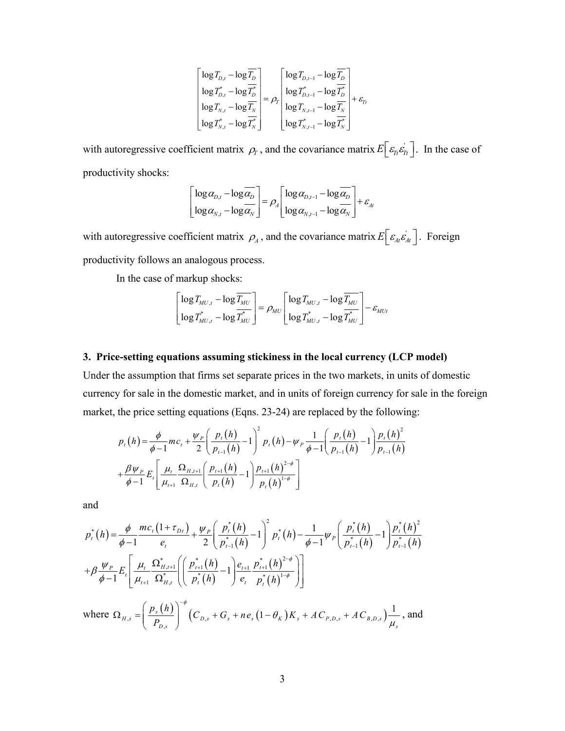$$
\begin{bmatrix} \log T_{D,t} - \log \overline{T_D} \\ \log T^*_{D,t} - \log \overline{T^*_D} \\ \log T_{N,t} - \log \overline{T_N} \\ \log T^*_{N,t} - \log \overline{T^*_N} \end{bmatrix} = \rho_T \begin{bmatrix} \log T_{D,t-1} - \log \overline{T_D} \\ \log T^*_{D,t-1} - \log \overline{T^*_D} \\ \log T_{N,t-1} - \log \overline{T_N} \\ \log T^*_{N,t-1} - \log \overline{T^*_N} \end{bmatrix} + \varepsilon_{Tt}
$$

with autoregressive coefficient matrix $\rho_T$, and the covariance matrix $E\left[\varepsilon_{Tt}\varepsilon_{Tt}^{'}\right]$. In the case of productivity shocks:

$$
\begin{bmatrix} \log \alpha_{D,t} - \log \overline{\alpha_D} \\ \log \alpha_{N,t} - \log \overline{\alpha_N} \end{bmatrix} = \rho_A \begin{bmatrix} \log \alpha_{D,t-1} - \log \overline{\alpha_D} \\ \log \alpha_{N,t-1} - \log \overline{\alpha_N} \end{bmatrix} + \varepsilon_{At}
$$

with autoregressive coefficient matrix $\rho_A$, and the covariance matrix $E\left[\varepsilon_{At}\varepsilon_{At}^{'}\right]$. Foreign productivity follows an analogous process.

In the case of markup shocks:

$$
\begin{bmatrix} \log T_{MU,t} - \log \overline{T_{MU}} \\ \log T^*_{MU,t} - \log \overline{T^*_{MU}} \end{bmatrix} = \rho_{MU} \begin{bmatrix} \log T_{MU,t} - \log \overline{T_{MU}} \\ \log T^*_{MU,t} - \log \overline{T^*_{MU}} \end{bmatrix} - \varepsilon_{MUt}
$$

### 3. Price-setting equations assuming stickiness in the local currency (LCP model)

Under the assumption that firms set separate prices in the two markets, in units of domestic currency for sale in the domestic market, and in units of foreign currency for sale in the foreign market, the price setting equations (Eqns. 23-24) are replaced by the following:

$$
\begin{aligned}
p_t(h) = {} & \frac{\phi}{\phi-1} mc_t + \frac{\psi_P}{2}\left(\frac{p_t(h)}{p_{t-1}(h)}-1\right)^2 p_t(h) - \psi_P \frac{1}{\phi-1}\left(\frac{p_t(h)}{p_{t-1}(h)}-1\right)\frac{p_t(h)^2}{p_{t-1}(h)} \\
& + \frac{\beta\psi_P}{\phi-1} E_t\left[\frac{\mu_t}{\mu_{t+1}}\frac{\Omega_{H,t+1}}{\Omega_{H,t}}\left(\frac{p_{t+1}(h)}{p_t(h)}-1\right)\frac{p_{t+1}(h)^{2-\phi}}{p_t(h)^{1-\phi}}\right]
\end{aligned}
$$

and

$$
\begin{aligned}
p^*_t(h) = {} & \frac{\phi}{\phi-1}\frac{mc_t\left(1+\tau_{Dt}\right)}{e_t} + \frac{\psi_P}{2}\left(\frac{p^*_t(h)}{p^*_{t-1}(h)}-1\right)^2 p^*_t(h) - \frac{1}{\phi-1}\psi_P\left(\frac{p^*_t(h)}{p^*_{t-1}(h)}-1\right)\frac{p^*_t(h)^2}{p^*_{t-1}(h)} \\
& + \beta\frac{\psi_P}{\phi-1} E_t\left[\frac{\mu_t}{\mu_{t+1}}\frac{\Omega^*_{H,t+1}}{\Omega^*_{H,t}}\left(\left(\frac{p^*_{t+1}(h)}{p^*_t(h)}-1\right)\frac{e_{t+1}}{e_t}\frac{p^*_{t+1}(h)^{2-\phi}}{p^*_t(h)^{1-\phi}}\right)\right]
\end{aligned}
$$

where $\Omega_{H,s} = \left(\frac{p_s(h)}{P_{D,s}}\right)^{-\phi}\left(C_{D,s} + G_s + n e_s\left(1-\theta_K\right)K_s + AC_{P,D,s} + AC_{B,D,s}\right)\frac{1}{\mu_s}$, and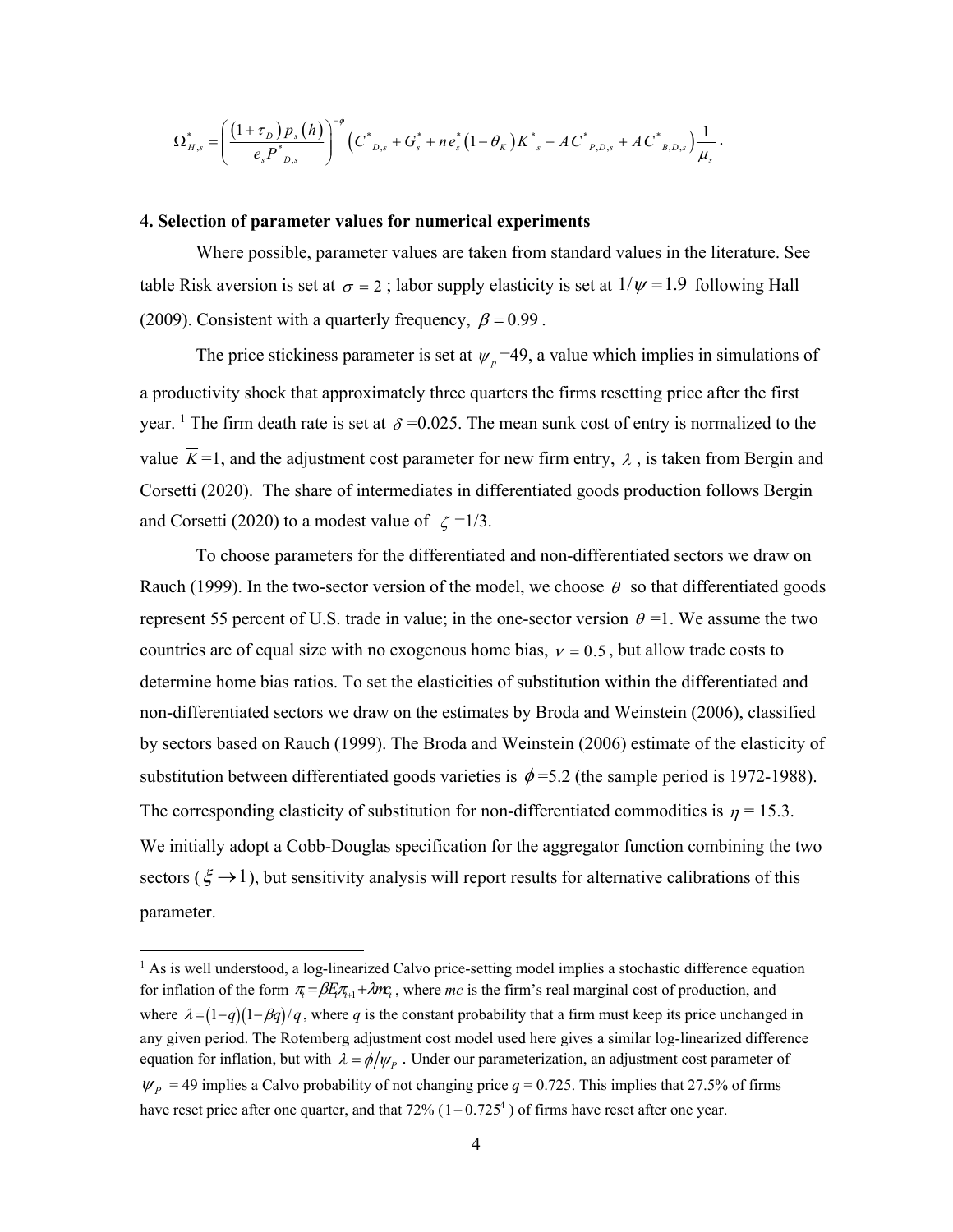$$\Omega^{*}_{H,s} = \left( \frac{(1+\tau_D)\, p_s(h)}{e_s P^{*}_{D,s}} \right)^{-\phi} \left( C^{*}_{D,s} + G^{*}_s + n e^{*}_s (1-\theta_K) K^{*}_s + AC^{*}_{P,D,s} + AC^{*}_{B,D,s} \right) \frac{1}{\mu_s}.$$

**4. Selection of parameter values for numerical experiments**

Where possible, parameter values are taken from standard values in the literature. See table Risk aversion is set at $\sigma = 2$ ; labor supply elasticity is set at $1/\psi = 1.9$ following Hall (2009). Consistent with a quarterly frequency, $\beta = 0.99$ .

The price stickiness parameter is set at $\psi_p$ =49, a value which implies in simulations of a productivity shock that approximately three quarters the firms resetting price after the first year. [1] The firm death rate is set at $\delta$ =0.025. The mean sunk cost of entry is normalized to the value $\overline{K}$ =1, and the adjustment cost parameter for new firm entry, $\lambda$ , is taken from Bergin and Corsetti (2020). The share of intermediates in differentiated goods production follows Bergin and Corsetti (2020) to a modest value of $\zeta$ =1/3.

To choose parameters for the differentiated and non-differentiated sectors we draw on Rauch (1999). In the two-sector version of the model, we choose $\theta$ so that differentiated goods represent 55 percent of U.S. trade in value; in the one-sector version $\theta$ =1. We assume the two countries are of equal size with no exogenous home bias, $\nu = 0.5$ , but allow trade costs to determine home bias ratios. To set the elasticities of substitution within the differentiated and non-differentiated sectors we draw on the estimates by Broda and Weinstein (2006), classified by sectors based on Rauch (1999). The Broda and Weinstein (2006) estimate of the elasticity of substitution between differentiated goods varieties is $\phi$ =5.2 (the sample period is 1972-1988). The corresponding elasticity of substitution for non-differentiated commodities is $\eta$ = 15.3. We initially adopt a Cobb-Douglas specification for the aggregator function combining the two sectors ( $\xi \rightarrow 1$ ), but sensitivity analysis will report results for alternative calibrations of this parameter.

---

[1] As is well understood, a log-linearized Calvo price-setting model implies a stochastic difference equation for inflation of the form $\pi_t = \beta E_t \pi_{t+1} + \lambda mc_t$ , where *mc* is the firm's real marginal cost of production, and where $\lambda = (1-q)(1-\beta q)/q$ , where *q* is the constant probability that a firm must keep its price unchanged in any given period. The Rotemberg adjustment cost model used here gives a similar log-linearized difference equation for inflation, but with $\lambda = \phi / \psi_P$ . Under our parameterization, an adjustment cost parameter of $\psi_P$ = 49 implies a Calvo probability of not changing price *q* = 0.725. This implies that 27.5% of firms have reset price after one quarter, and that 72% ( $1 - 0.725^4$ ) of firms have reset after one year.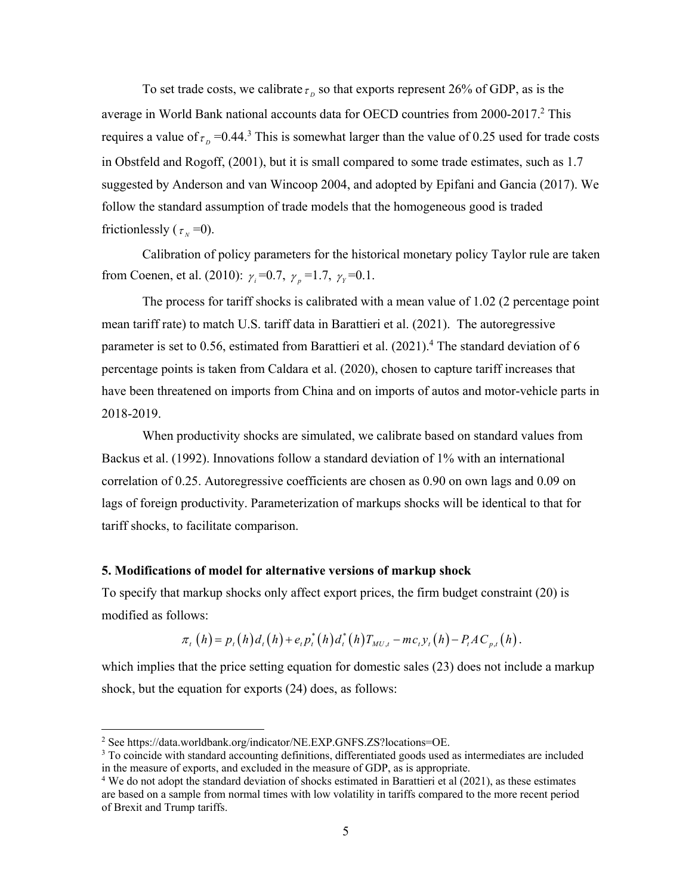To set trade costs, we calibrate $\tau_D$ so that exports represent 26% of GDP, as is the average in World Bank national accounts data for OECD countries from 2000-2017.[2] This requires a value of $\tau_D$ =0.44.[3] This is somewhat larger than the value of 0.25 used for trade costs in Obstfeld and Rogoff, (2001), but it is small compared to some trade estimates, such as 1.7 suggested by Anderson and van Wincoop 2004, and adopted by Epifani and Gancia (2017). We follow the standard assumption of trade models that the homogeneous good is traded frictionlessly ($\tau_N$ =0).

Calibration of policy parameters for the historical monetary policy Taylor rule are taken from Coenen, et al. (2010): $\gamma_i$=0.7, $\gamma_p$=1.7, $\gamma_Y$=0.1.

The process for tariff shocks is calibrated with a mean value of 1.02 (2 percentage point mean tariff rate) to match U.S. tariff data in Barattieri et al. (2021). The autoregressive parameter is set to 0.56, estimated from Barattieri et al. (2021).[4] The standard deviation of 6 percentage points is taken from Caldara et al. (2020), chosen to capture tariff increases that have been threatened on imports from China and on imports of autos and motor-vehicle parts in 2018-2019.

When productivity shocks are simulated, we calibrate based on standard values from Backus et al. (1992). Innovations follow a standard deviation of 1% with an international correlation of 0.25. Autoregressive coefficients are chosen as 0.90 on own lags and 0.09 on lags of foreign productivity. Parameterization of markups shocks will be identical to that for tariff shocks, to facilitate comparison.

**5. Modifications of model for alternative versions of markup shock**

To specify that markup shocks only affect export prices, the firm budget constraint (20) is modified as follows:

$$\pi_t(h) = p_t(h)d_t(h) + e_t p_t^*(h)d_t^*(h)T_{MU,t} - mc_t y_t(h) - P_t AC_{p,t}(h).$$

which implies that the price setting equation for domestic sales (23) does not include a markup shock, but the equation for exports (24) does, as follows:

---

[2] See https://data.worldbank.org/indicator/NE.EXP.GNFS.ZS?locations=OE.

[3] To coincide with standard accounting definitions, differentiated goods used as intermediates are included in the measure of exports, and excluded in the measure of GDP, as is appropriate.

[4] We do not adopt the standard deviation of shocks estimated in Barattieri et al (2021), as these estimates are based on a sample from normal times with low volatility in tariffs compared to the more recent period of Brexit and Trump tariffs.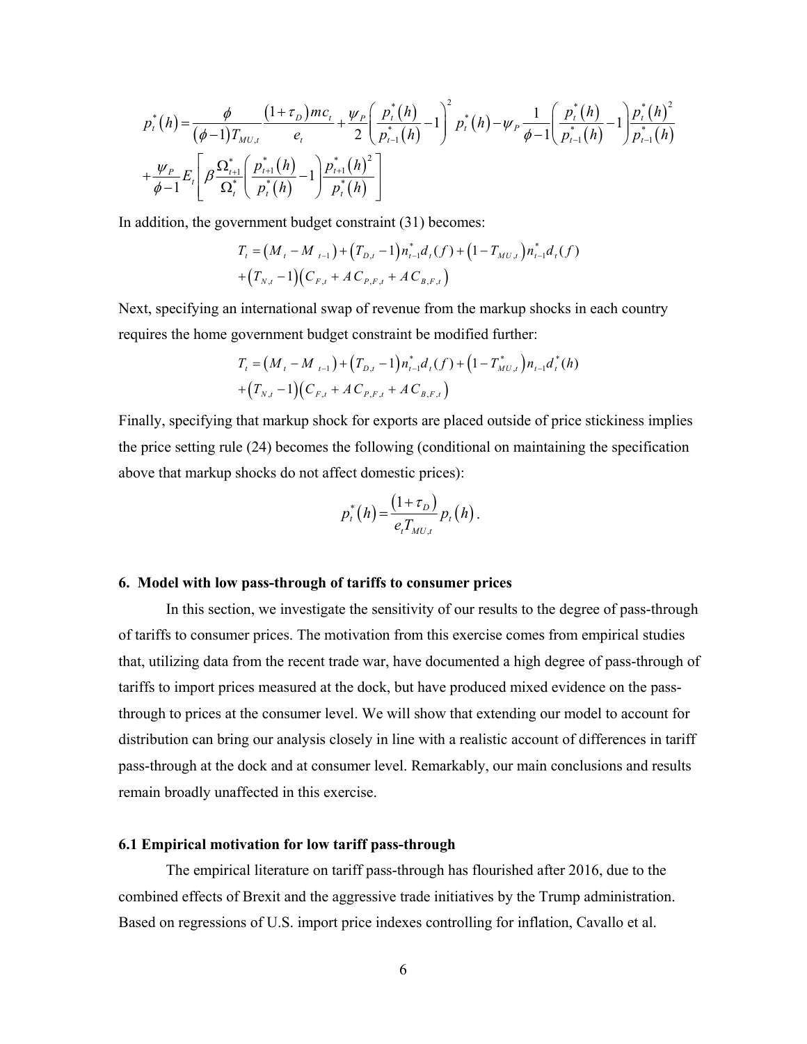$$p_t^*(h) = \frac{\phi}{(\phi-1)T_{MU,t}} \frac{(1+\tau_D)mc_t}{e_t} + \frac{\psi_P}{2}\left(\frac{p_t^*(h)}{p_{t-1}^*(h)}-1\right)^2 p_t^*(h) - \psi_P \frac{1}{\phi-1}\left(\frac{p_t^*(h)}{p_{t-1}^*(h)}-1\right)\frac{p_t^*(h)^2}{p_{t-1}^*(h)}$$
$$+\frac{\psi_P}{\phi-1}E_t\left[\beta\frac{\Omega_{t+1}^*}{\Omega_t^*}\left(\frac{p_{t+1}^*(h)}{p_t^*(h)}-1\right)\frac{p_{t+1}^*(h)^2}{p_t^*(h)}\right]$$

In addition, the government budget constraint (31) becomes:

$$T_t = (M_t - M_{t-1}) + (T_{D,t}-1)n_{t-1}^* d_t(f) + (1-T_{MU,t})n_{t-1}^* d_t(f)$$
$$+(T_{N,t}-1)(C_{F,t} + AC_{P,F,t} + AC_{B,F,t})$$

Next, specifying an international swap of revenue from the markup shocks in each country requires the home government budget constraint be modified further:

$$T_t = (M_t - M_{t-1}) + (T_{D,t}-1)n_{t-1}^* d_t(f) + (1-T_{MU,t}^*)n_{t-1} d_t^*(h)$$
$$+(T_{N,t}-1)(C_{F,t} + AC_{P,F,t} + AC_{B,F,t})$$

Finally, specifying that markup shock for exports are placed outside of price stickiness implies the price setting rule (24) becomes the following (conditional on maintaining the specification above that markup shocks do not affect domestic prices):

$$p_t^*(h) = \frac{(1+\tau_D)}{e_t T_{MU,t}} p_t(h).$$

## 6. Model with low pass-through of tariffs to consumer prices

In this section, we investigate the sensitivity of our results to the degree of pass-through of tariffs to consumer prices. The motivation from this exercise comes from empirical studies that, utilizing data from the recent trade war, have documented a high degree of pass-through of tariffs to import prices measured at the dock, but have produced mixed evidence on the pass-through to prices at the consumer level. We will show that extending our model to account for distribution can bring our analysis closely in line with a realistic account of differences in tariff pass-through at the dock and at consumer level. Remarkably, our main conclusions and results remain broadly unaffected in this exercise.

### 6.1 Empirical motivation for low tariff pass-through

The empirical literature on tariff pass-through has flourished after 2016, due to the combined effects of Brexit and the aggressive trade initiatives by the Trump administration. Based on regressions of U.S. import price indexes controlling for inflation, Cavallo et al.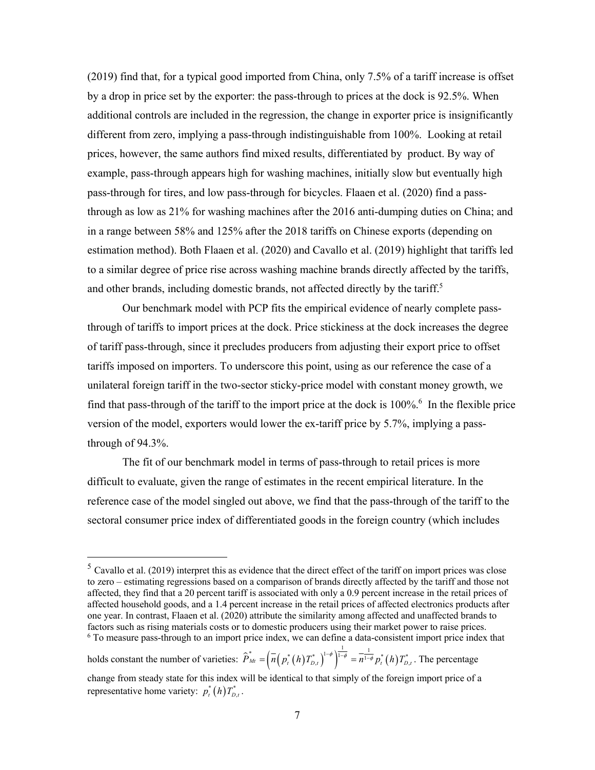(2019) find that, for a typical good imported from China, only 7.5% of a tariff increase is offset by a drop in price set by the exporter: the pass-through to prices at the dock is 92.5%. When additional controls are included in the regression, the change in exporter price is insignificantly different from zero, implying a pass-through indistinguishable from 100%. Looking at retail prices, however, the same authors find mixed results, differentiated by product. By way of example, pass-through appears high for washing machines, initially slow but eventually high pass-through for tires, and low pass-through for bicycles. Flaaen et al. (2020) find a pass-through as low as 21% for washing machines after the 2016 anti-dumping duties on China; and in a range between 58% and 125% after the 2018 tariffs on Chinese exports (depending on estimation method). Both Flaaen et al. (2020) and Cavallo et al. (2019) highlight that tariffs led to a similar degree of price rise across washing machine brands directly affected by the tariffs, and other brands, including domestic brands, not affected directly by the tariff.[5]

Our benchmark model with PCP fits the empirical evidence of nearly complete pass-through of tariffs to import prices at the dock. Price stickiness at the dock increases the degree of tariff pass-through, since it precludes producers from adjusting their export price to offset tariffs imposed on importers. To underscore this point, using as our reference the case of a unilateral foreign tariff in the two-sector sticky-price model with constant money growth, we find that pass-through of the tariff to the import price at the dock is 100%.[6] In the flexible price version of the model, exporters would lower the ex-tariff price by 5.7%, implying a pass-through of 94.3%.

The fit of our benchmark model in terms of pass-through to retail prices is more difficult to evaluate, given the range of estimates in the recent empirical literature. In the reference case of the model singled out above, we find that the pass-through of the tariff to the sectoral consumer price index of differentiated goods in the foreign country (which includes

---

[5] Cavallo et al. (2019) interpret this as evidence that the direct effect of the tariff on import prices was close to zero – estimating regressions based on a comparison of brands directly affected by the tariff and those not affected, they find that a 20 percent tariff is associated with only a 0.9 percent increase in the retail prices of affected household goods, and a 1.4 percent increase in the retail prices of affected electronics products after one year. In contrast, Flaaen et al. (2020) attribute the similarity among affected and unaffected brands to factors such as rising materials costs or to domestic producers using their market power to raise prices.

[6] To measure pass-through to an import price index, we can define a data-consistent import price index that holds constant the number of varieties: $\widehat{P}^*_{Mt} = \left(\overline{n}\left(p^*_t(h)T^*_{D,t}\right)^{1-\phi}\right)^{\frac{1}{1-\phi}} = \overline{n}^{\frac{1}{1-\phi}} p^*_t(h)T^*_{D,t}$. The percentage change from steady state for this index will be identical to that simply of the foreign import price of a representative home variety: $p^*_t(h)T^*_{D,t}$.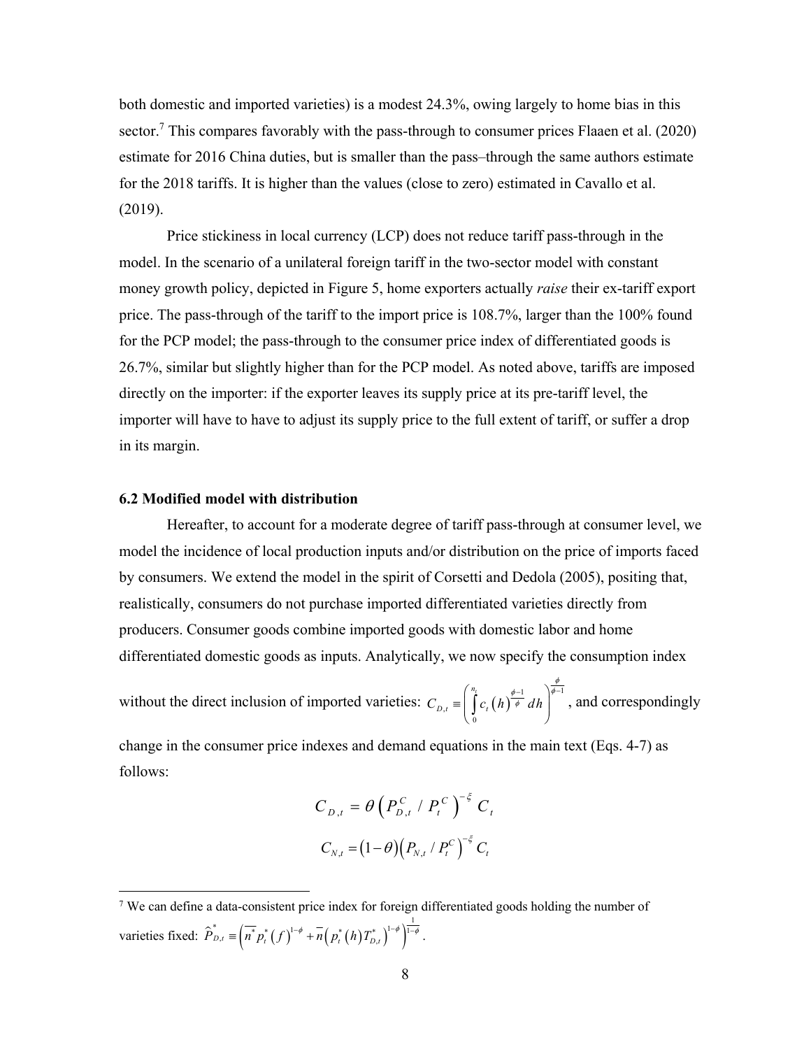both domestic and imported varieties) is a modest 24.3%, owing largely to home bias in this sector.[7] This compares favorably with the pass-through to consumer prices Flaaen et al. (2020) estimate for 2016 China duties, but is smaller than the pass–through the same authors estimate for the 2018 tariffs. It is higher than the values (close to zero) estimated in Cavallo et al. (2019).

Price stickiness in local currency (LCP) does not reduce tariff pass-through in the model. In the scenario of a unilateral foreign tariff in the two-sector model with constant money growth policy, depicted in Figure 5, home exporters actually *raise* their ex-tariff export price. The pass-through of the tariff to the import price is 108.7%, larger than the 100% found for the PCP model; the pass-through to the consumer price index of differentiated goods is 26.7%, similar but slightly higher than for the PCP model. As noted above, tariffs are imposed directly on the importer: if the exporter leaves its supply price at its pre-tariff level, the importer will have to have to adjust its supply price to the full extent of tariff, or suffer a drop in its margin.

### 6.2 Modified model with distribution

Hereafter, to account for a moderate degree of tariff pass-through at consumer level, we model the incidence of local production inputs and/or distribution on the price of imports faced by consumers. We extend the model in the spirit of Corsetti and Dedola (2005), positing that, realistically, consumers do not purchase imported differentiated varieties directly from producers. Consumer goods combine imported goods with domestic labor and home differentiated domestic goods as inputs. Analytically, we now specify the consumption index without the direct inclusion of imported varieties: $C_{D,t} \equiv \left( \int_0^{n_t} c_t(h)^{\frac{\phi-1}{\phi}} dh \right)^{\frac{\phi}{\phi-1}}$, and correspondingly change in the consumer price indexes and demand equations in the main text (Eqs. 4-7) as follows:

$$C_{D,t} = \theta \left( P^C_{D,t} / P^C_t \right)^{-\xi} C_t$$

$$C_{N,t} = (1-\theta) \left( P_{N,t} / P^C_t \right)^{-\xi} C_t$$

[7] We can define a data-consistent price index for foreign differentiated goods holding the number of varieties fixed: $\widehat{P}^*_{D,t} \equiv \left( \overline{n^*} p^*_t(f)^{1-\phi} + \overline{n} \left( p^*_t(h) T^*_{D,t} \right)^{1-\phi} \right)^{\frac{1}{1-\phi}}$.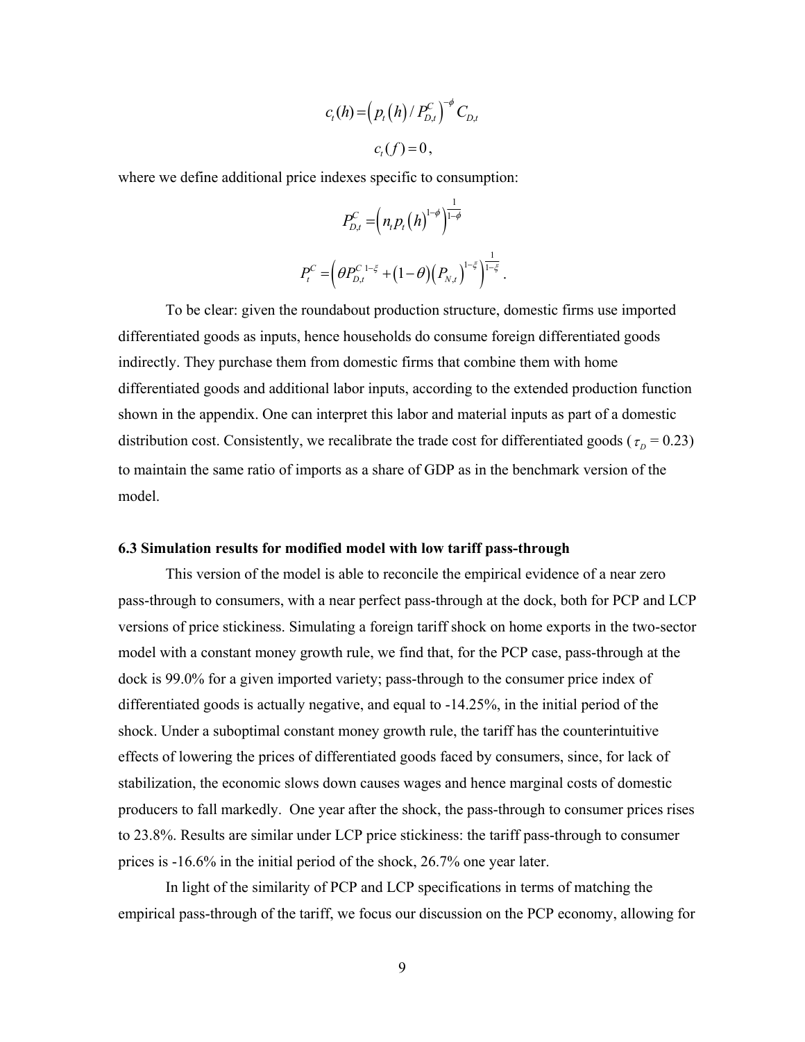$$c_t(h) = \left( p_t(h) / P_{D,t}^C \right)^{-\phi} C_{D,t}$$

$$c_t(f) = 0\,,$$

where we define additional price indexes specific to consumption:

$$P_{D,t}^C = \left( n_t p_t(h)^{1-\phi} \right)^{\frac{1}{1-\phi}}$$

$$P_t^C = \left( \theta P_{D,t}^{C\ 1-\xi} + (1-\theta)\left(P_{N,t}\right)^{1-\xi} \right)^{\frac{1}{1-\xi}}.$$

To be clear: given the roundabout production structure, domestic firms use imported differentiated goods as inputs, hence households do consume foreign differentiated goods indirectly. They purchase them from domestic firms that combine them with home differentiated goods and additional labor inputs, according to the extended production function shown in the appendix. One can interpret this labor and material inputs as part of a domestic distribution cost. Consistently, we recalibrate the trade cost for differentiated goods ($\tau_D$ = 0.23) to maintain the same ratio of imports as a share of GDP as in the benchmark version of the model.

**6.3 Simulation results for modified model with low tariff pass-through**

This version of the model is able to reconcile the empirical evidence of a near zero pass-through to consumers, with a near perfect pass-through at the dock, both for PCP and LCP versions of price stickiness. Simulating a foreign tariff shock on home exports in the two-sector model with a constant money growth rule, we find that, for the PCP case, pass-through at the dock is 99.0% for a given imported variety; pass-through to the consumer price index of differentiated goods is actually negative, and equal to -14.25%, in the initial period of the shock. Under a suboptimal constant money growth rule, the tariff has the counterintuitive effects of lowering the prices of differentiated goods faced by consumers, since, for lack of stabilization, the economic slows down causes wages and hence marginal costs of domestic producers to fall markedly. One year after the shock, the pass-through to consumer prices rises to 23.8%. Results are similar under LCP price stickiness: the tariff pass-through to consumer prices is -16.6% in the initial period of the shock, 26.7% one year later.

In light of the similarity of PCP and LCP specifications in terms of matching the empirical pass-through of the tariff, we focus our discussion on the PCP economy, allowing for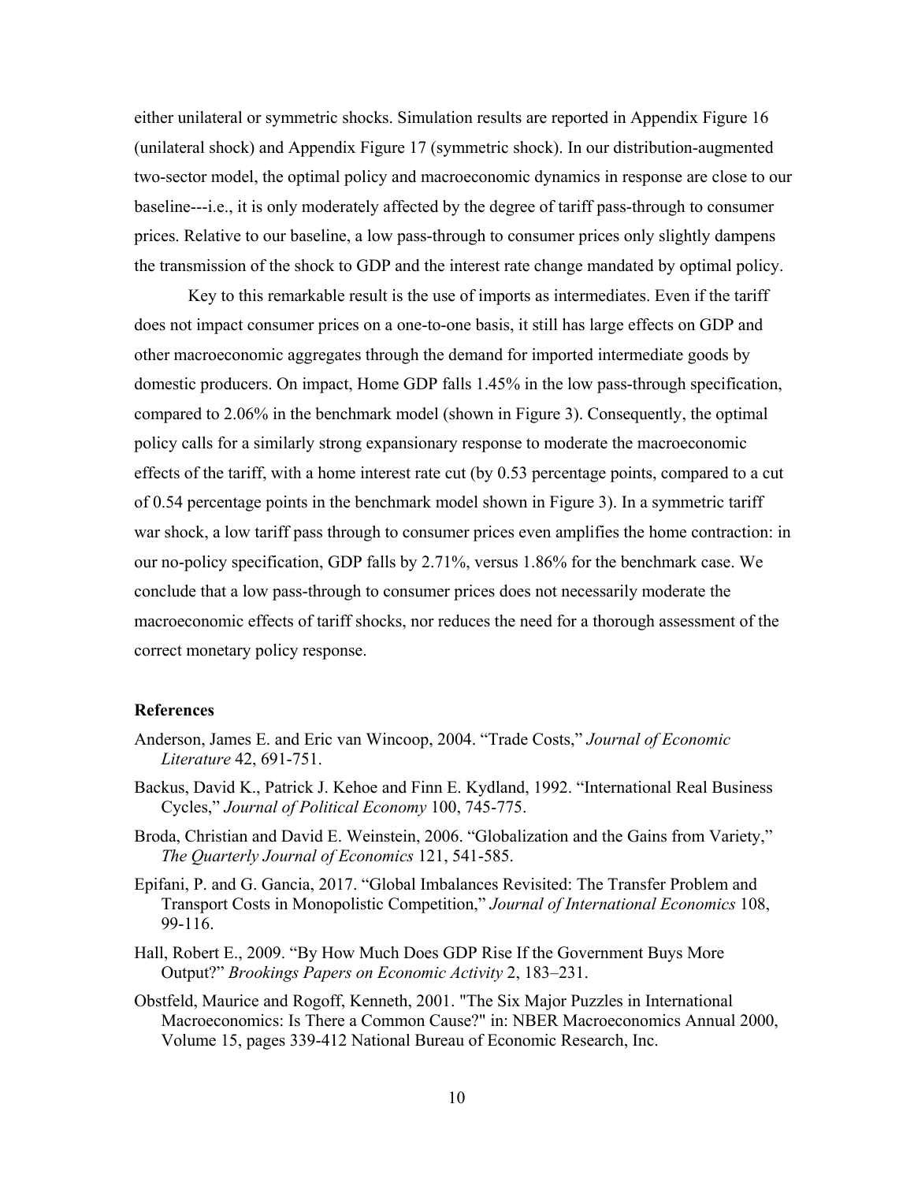either unilateral or symmetric shocks. Simulation results are reported in Appendix Figure 16 (unilateral shock) and Appendix Figure 17 (symmetric shock). In our distribution-augmented two-sector model, the optimal policy and macroeconomic dynamics in response are close to our baseline---i.e., it is only moderately affected by the degree of tariff pass-through to consumer prices. Relative to our baseline, a low pass-through to consumer prices only slightly dampens the transmission of the shock to GDP and the interest rate change mandated by optimal policy.

Key to this remarkable result is the use of imports as intermediates. Even if the tariff does not impact consumer prices on a one-to-one basis, it still has large effects on GDP and other macroeconomic aggregates through the demand for imported intermediate goods by domestic producers. On impact, Home GDP falls 1.45% in the low pass-through specification, compared to 2.06% in the benchmark model (shown in Figure 3). Consequently, the optimal policy calls for a similarly strong expansionary response to moderate the macroeconomic effects of the tariff, with a home interest rate cut (by 0.53 percentage points, compared to a cut of 0.54 percentage points in the benchmark model shown in Figure 3). In a symmetric tariff war shock, a low tariff pass through to consumer prices even amplifies the home contraction: in our no-policy specification, GDP falls by 2.71%, versus 1.86% for the benchmark case. We conclude that a low pass-through to consumer prices does not necessarily moderate the macroeconomic effects of tariff shocks, nor reduces the need for a thorough assessment of the correct monetary policy response.

**References**

Anderson, James E. and Eric van Wincoop, 2004. "Trade Costs," *Journal of Economic Literature* 42, 691-751.

Backus, David K., Patrick J. Kehoe and Finn E. Kydland, 1992. "International Real Business Cycles," *Journal of Political Economy* 100, 745-775.

Broda, Christian and David E. Weinstein, 2006. "Globalization and the Gains from Variety," *The Quarterly Journal of Economics* 121, 541-585.

Epifani, P. and G. Gancia, 2017. "Global Imbalances Revisited: The Transfer Problem and Transport Costs in Monopolistic Competition," *Journal of International Economics* 108, 99-116.

Hall, Robert E., 2009. "By How Much Does GDP Rise If the Government Buys More Output?" *Brookings Papers on Economic Activity* 2, 183–231.

Obstfeld, Maurice and Rogoff, Kenneth, 2001. "The Six Major Puzzles in International Macroeconomics: Is There a Common Cause?" in: NBER Macroeconomics Annual 2000, Volume 15, pages 339-412 National Bureau of Economic Research, Inc.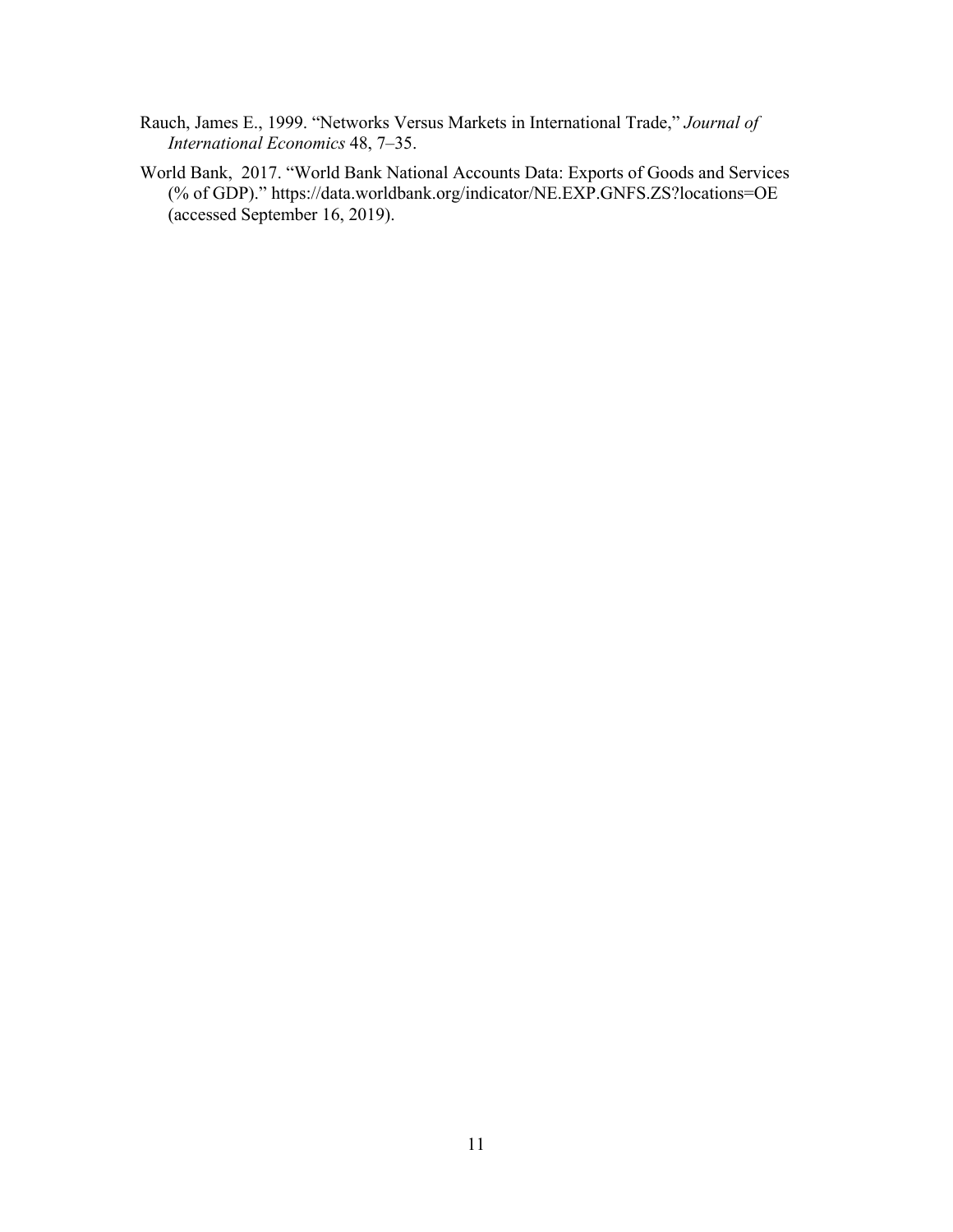Rauch, James E., 1999. "Networks Versus Markets in International Trade," *Journal of International Economics* 48, 7–35.

World Bank, 2017. "World Bank National Accounts Data: Exports of Goods and Services (% of GDP)." https://data.worldbank.org/indicator/NE.EXP.GNFS.ZS?locations=OE (accessed September 16, 2019).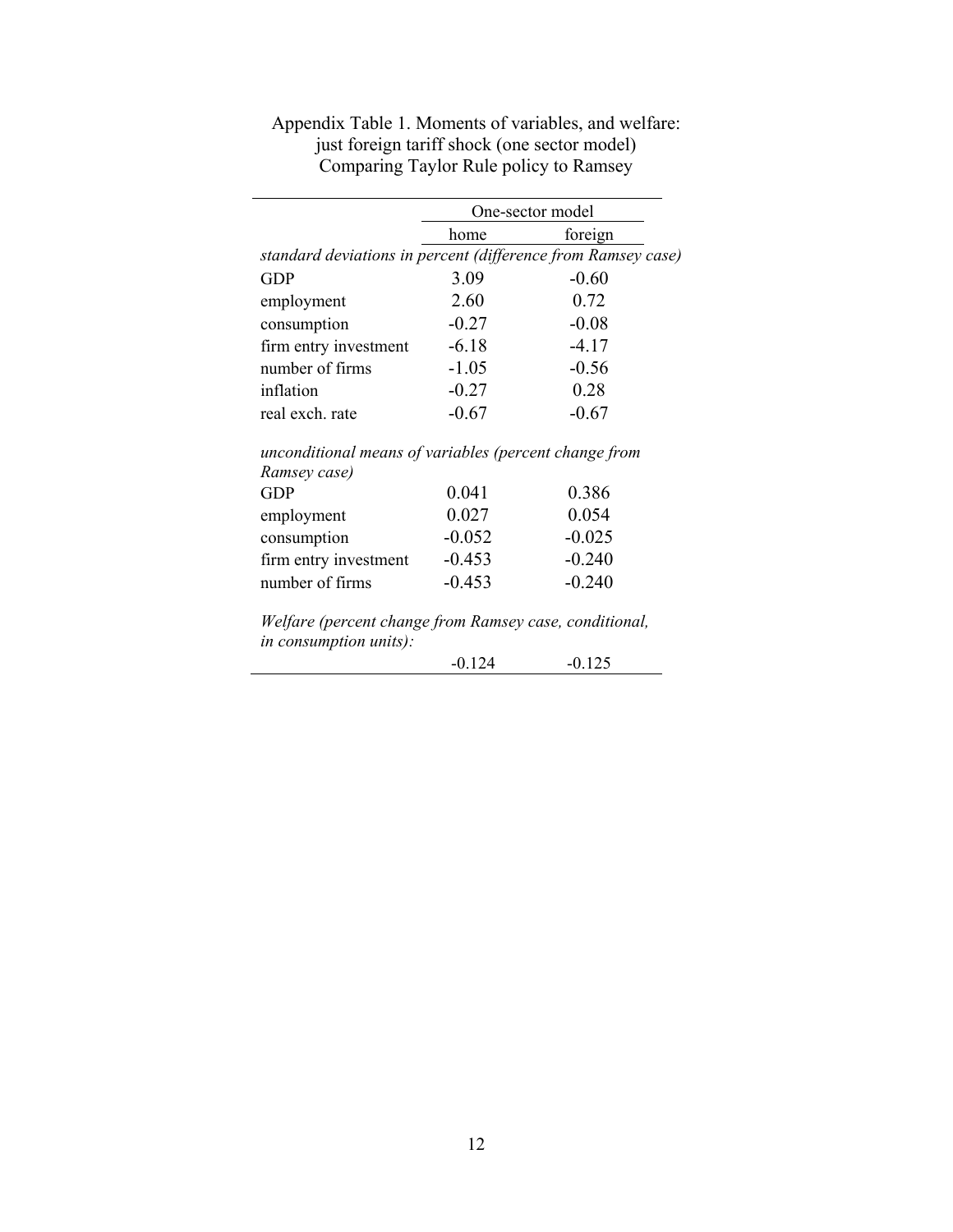Appendix Table 1. Moments of variables, and welfare: just foreign tariff shock (one sector model) Comparing Taylor Rule policy to Ramsey

| | One-sector model | |
|---|---|---|
| | home | foreign |
| *standard deviations in percent (difference from Ramsey case)* | | |
| GDP | 3.09 | -0.60 |
| employment | 2.60 | 0.72 |
| consumption | -0.27 | -0.08 |
| firm entry investment | -6.18 | -4.17 |
| number of firms | -1.05 | -0.56 |
| inflation | -0.27 | 0.28 |
| real exch. rate | -0.67 | -0.67 |
| *unconditional means of variables (percent change from Ramsey case)* | | |
| GDP | 0.041 | 0.386 |
| employment | 0.027 | 0.054 |
| consumption | -0.052 | -0.025 |
| firm entry investment | -0.453 | -0.240 |
| number of firms | -0.453 | -0.240 |
| *Welfare (percent change from Ramsey case, conditional, in consumption units):* | | |
| | -0.124 | -0.125 |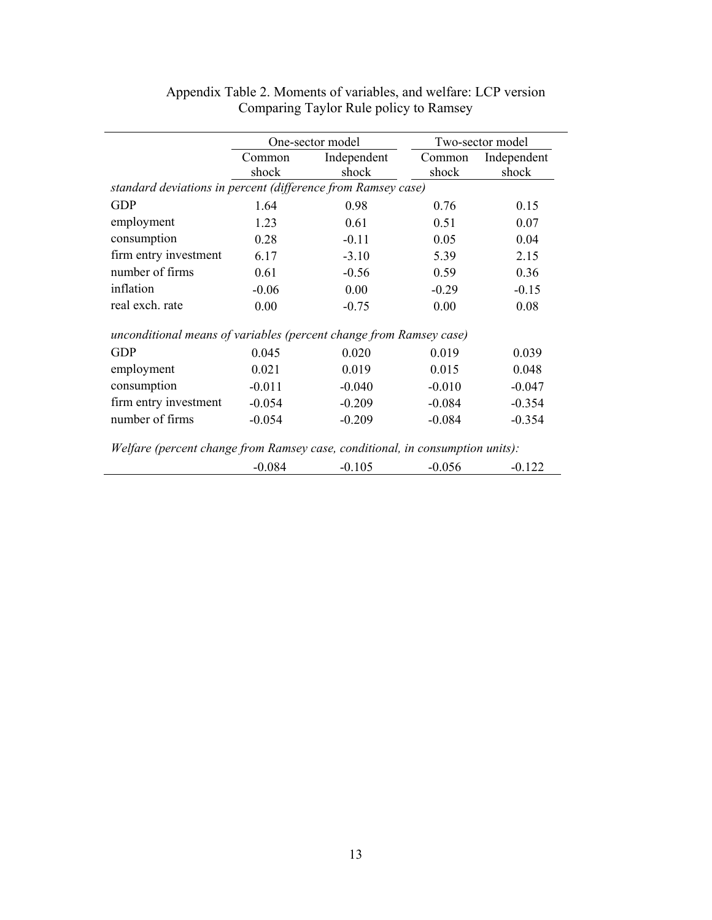Appendix Table 2. Moments of variables, and welfare: LCP version
Comparing Taylor Rule policy to Ramsey

| | One-sector model | | Two-sector model | |
|---|---|---|---|---|
| | Common shock | Independent shock | Common shock | Independent shock |
| *standard deviations in percent (difference from Ramsey case)* | | | | |
| GDP | 1.64 | 0.98 | 0.76 | 0.15 |
| employment | 1.23 | 0.61 | 0.51 | 0.07 |
| consumption | 0.28 | -0.11 | 0.05 | 0.04 |
| firm entry investment | 6.17 | -3.10 | 5.39 | 2.15 |
| number of firms | 0.61 | -0.56 | 0.59 | 0.36 |
| inflation | -0.06 | 0.00 | -0.29 | -0.15 |
| real exch. rate | 0.00 | -0.75 | 0.00 | 0.08 |
| *unconditional means of variables (percent change from Ramsey case)* | | | | |
| GDP | 0.045 | 0.020 | 0.019 | 0.039 |
| employment | 0.021 | 0.019 | 0.015 | 0.048 |
| consumption | -0.011 | -0.040 | -0.010 | -0.047 |
| firm entry investment | -0.054 | -0.209 | -0.084 | -0.354 |
| number of firms | -0.054 | -0.209 | -0.084 | -0.354 |
| *Welfare (percent change from Ramsey case, conditional, in consumption units):* | | | | |
| | -0.084 | -0.105 | -0.056 | -0.122 |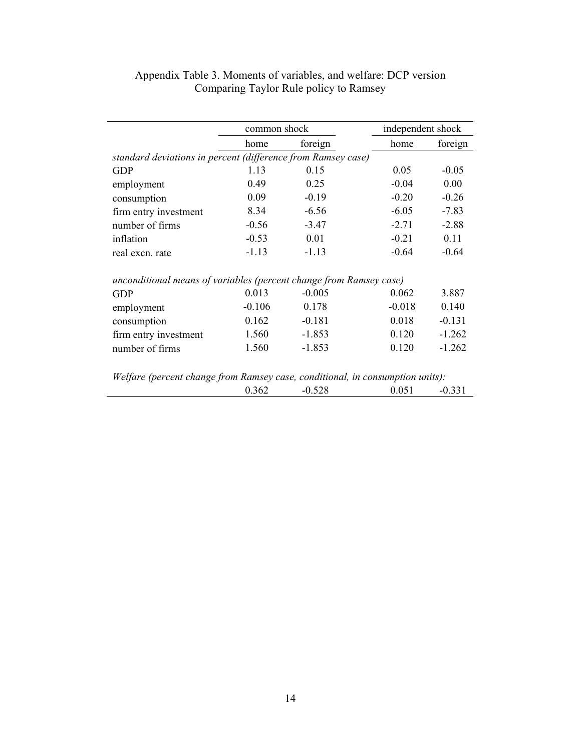Appendix Table 3. Moments of variables, and welfare: DCP version
Comparing Taylor Rule policy to Ramsey

| | common shock | | independent shock | |
|---|---|---|---|---|
| | home | foreign | home | foreign |
| *standard deviations in percent (difference from Ramsey case)* | | | | |
| GDP | 1.13 | 0.15 | 0.05 | -0.05 |
| employment | 0.49 | 0.25 | -0.04 | 0.00 |
| consumption | 0.09 | -0.19 | -0.20 | -0.26 |
| firm entry investment | 8.34 | -6.56 | -6.05 | -7.83 |
| number of firms | -0.56 | -3.47 | -2.71 | -2.88 |
| inflation | -0.53 | 0.01 | -0.21 | 0.11 |
| real excn. rate | -1.13 | -1.13 | -0.64 | -0.64 |
| *unconditional means of variables (percent change from Ramsey case)* | | | | |
| GDP | 0.013 | -0.005 | 0.062 | 3.887 |
| employment | -0.106 | 0.178 | -0.018 | 0.140 |
| consumption | 0.162 | -0.181 | 0.018 | -0.131 |
| firm entry investment | 1.560 | -1.853 | 0.120 | -1.262 |
| number of firms | 1.560 | -1.853 | 0.120 | -1.262 |
| *Welfare (percent change from Ramsey case, conditional, in consumption units):* | | | | |
| | 0.362 | -0.528 | 0.051 | -0.331 |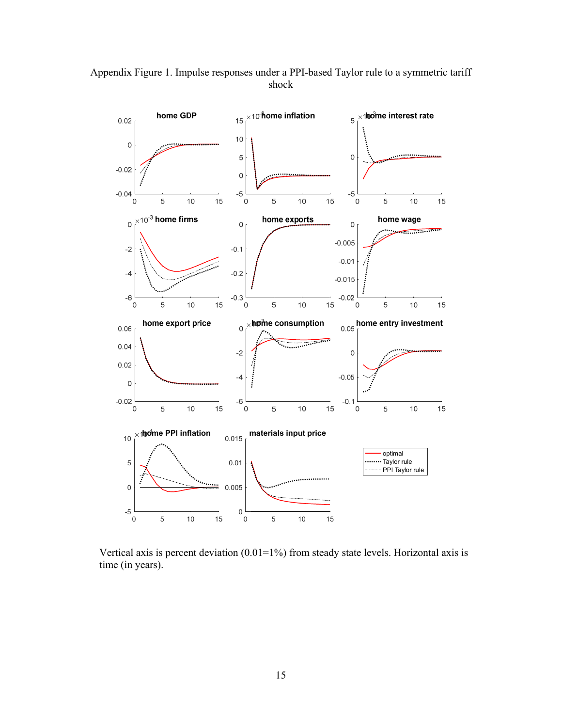Appendix Figure 1. Impulse responses under a PPI-based Taylor rule to a symmetric tariff shock

Vertical axis is percent deviation (0.01=1%) from steady state levels. Horizontal axis is time (in years).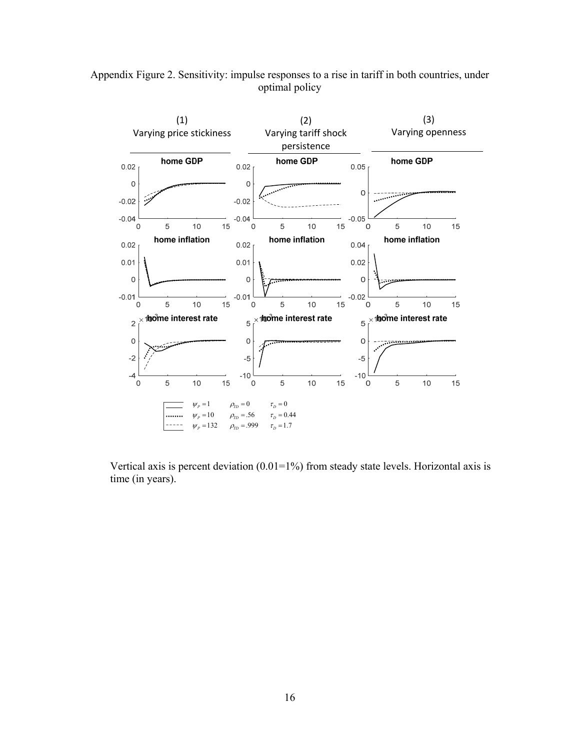Appendix Figure 2. Sensitivity: impulse responses to a rise in tariff in both countries, under optimal policy

(1) Varying price stickiness

(2) Varying tariff shock persistence

(3) Varying openness

home GDP

home inflation

home interest rate

| | (1) | (2) | (3) |
|---|---|---|---|
| solid | $\psi_P = 1$ | $\rho_{TD} = 0$ | $\tau_D = 0$ |
| dotted | $\psi_P = 10$ | $\rho_{TD} = .56$ | $\tau_D = 0.44$ |
| dashed | $\psi_P = 132$ | $\rho_{TD} = .999$ | $\tau_D = 1.7$ |

Vertical axis is percent deviation (0.01=1%) from steady state levels. Horizontal axis is time (in years).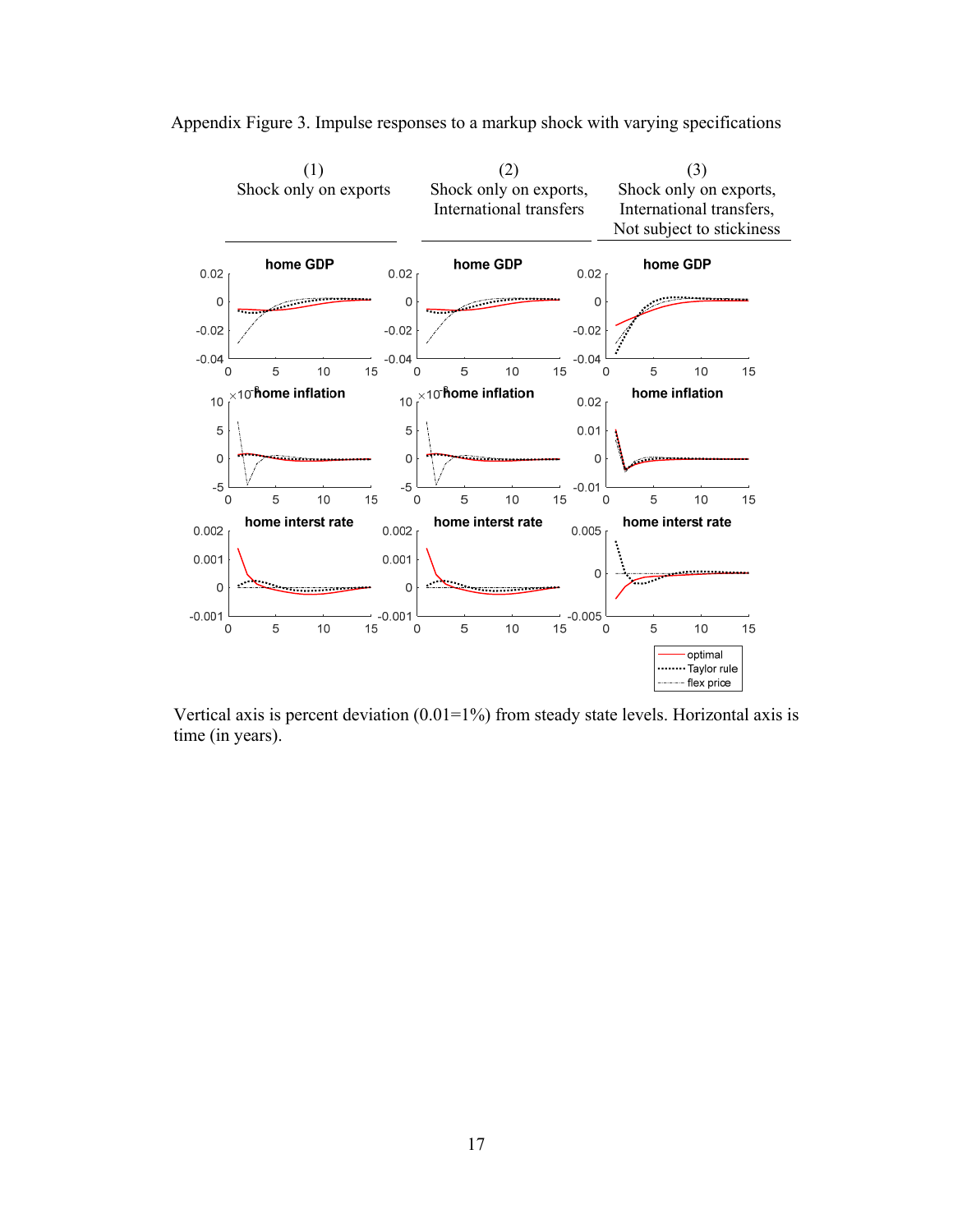Appendix Figure 3. Impulse responses to a markup shock with varying specifications

| (1) Shock only on exports | (2) Shock only on exports, International transfers | (3) Shock only on exports, International transfers, Not subject to stickiness |
|---|---|---|

Vertical axis is percent deviation (0.01=1%) from steady state levels. Horizontal axis is time (in years).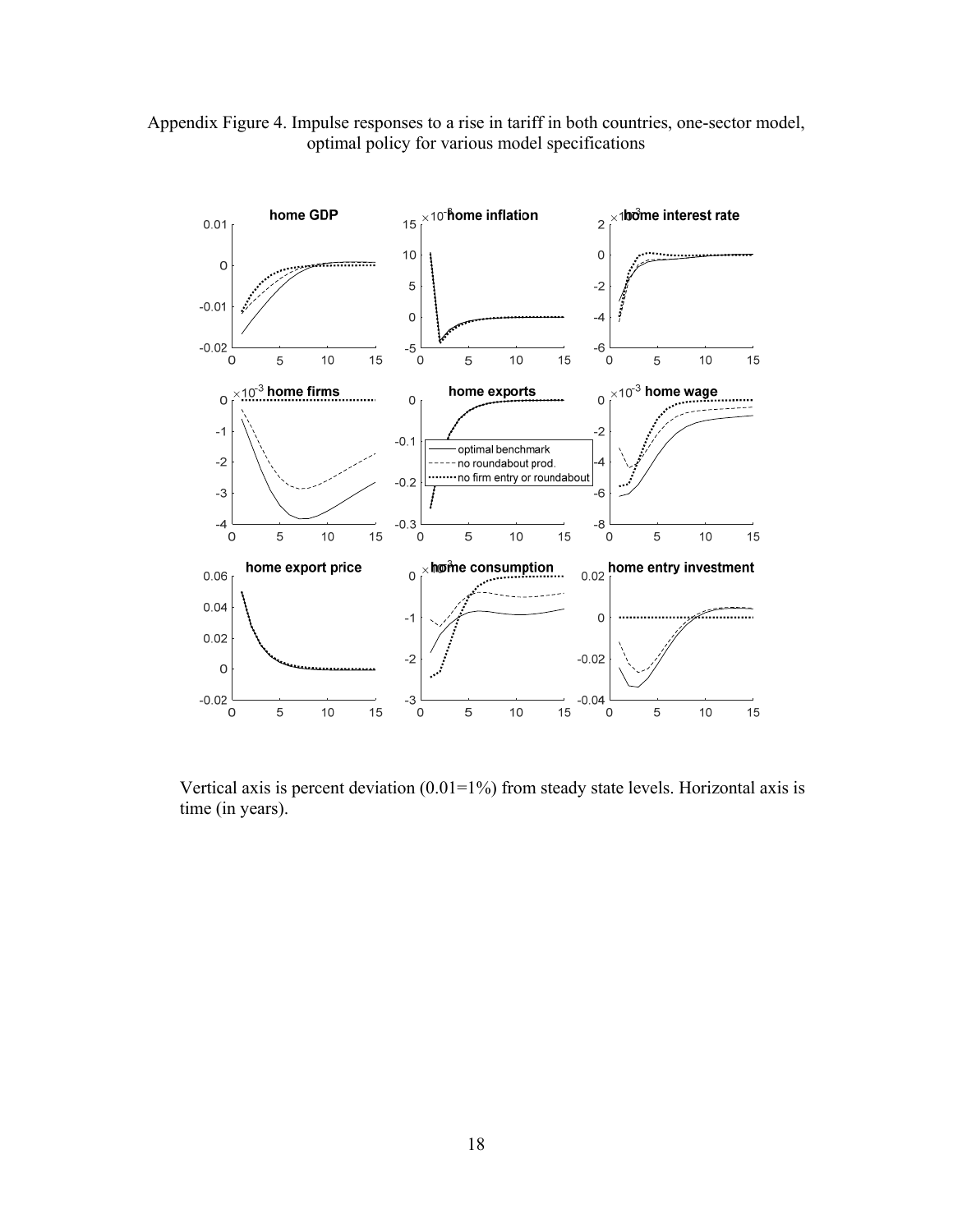Appendix Figure 4. Impulse responses to a rise in tariff in both countries, one-sector model, optimal policy for various model specifications

Vertical axis is percent deviation (0.01=1%) from steady state levels. Horizontal axis is time (in years).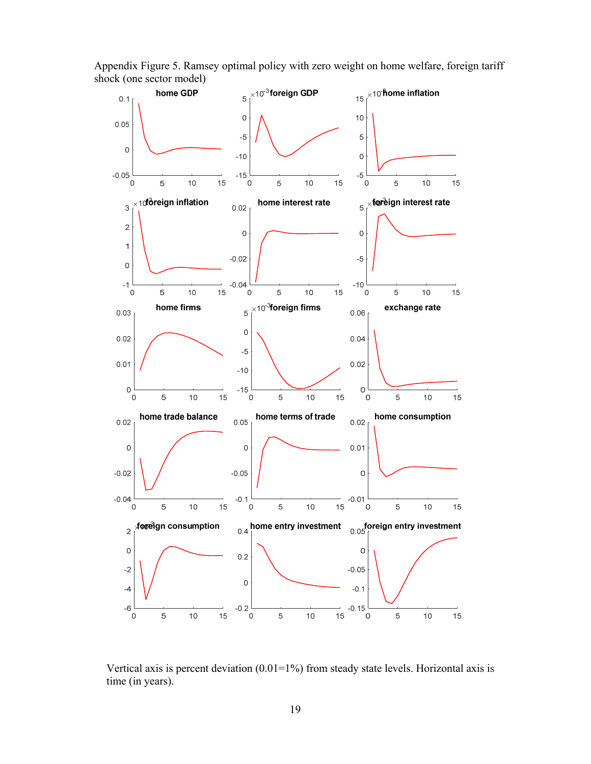Appendix Figure 5. Ramsey optimal policy with zero weight on home welfare, foreign tariff shock (one sector model)

Vertical axis is percent deviation (0.01=1%) from steady state levels. Horizontal axis is time (in years).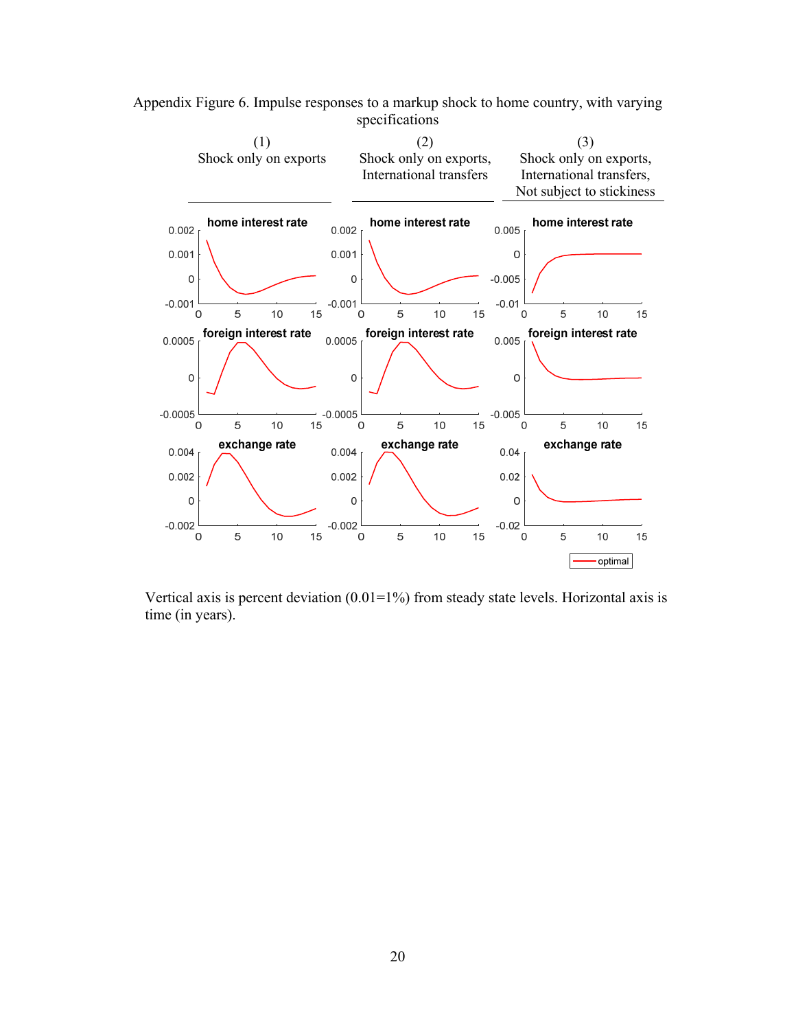Appendix Figure 6. Impulse responses to a markup shock to home country, with varying specifications

| (1) | (2) | (3) |
|---|---|---|
| Shock only on exports | Shock only on exports, International transfers | Shock only on exports, International transfers, Not subject to stickiness |

Vertical axis is percent deviation (0.01=1%) from steady state levels. Horizontal axis is time (in years).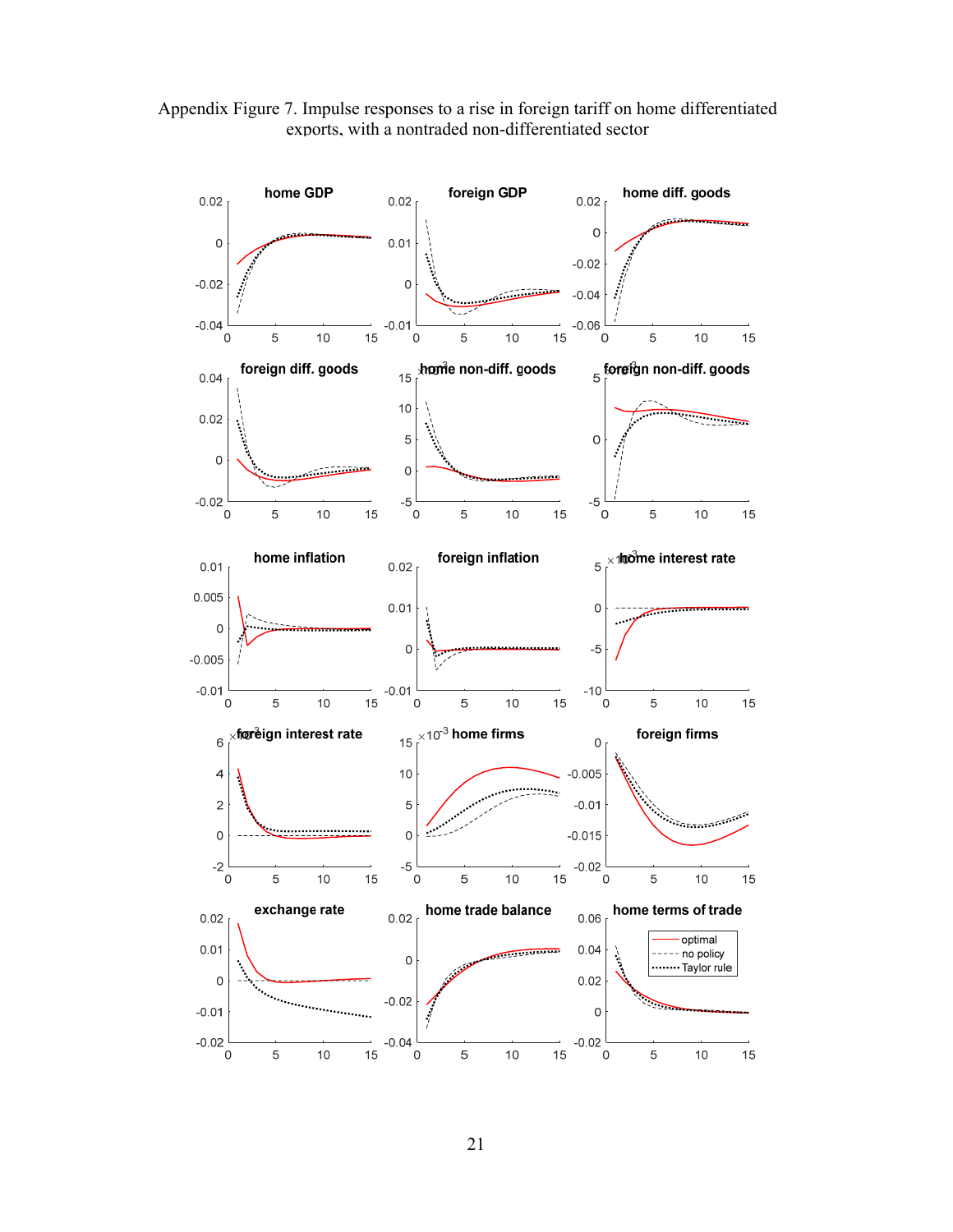Appendix Figure 7. Impulse responses to a rise in foreign tariff on home differentiated exports, with a nontraded non-differentiated sector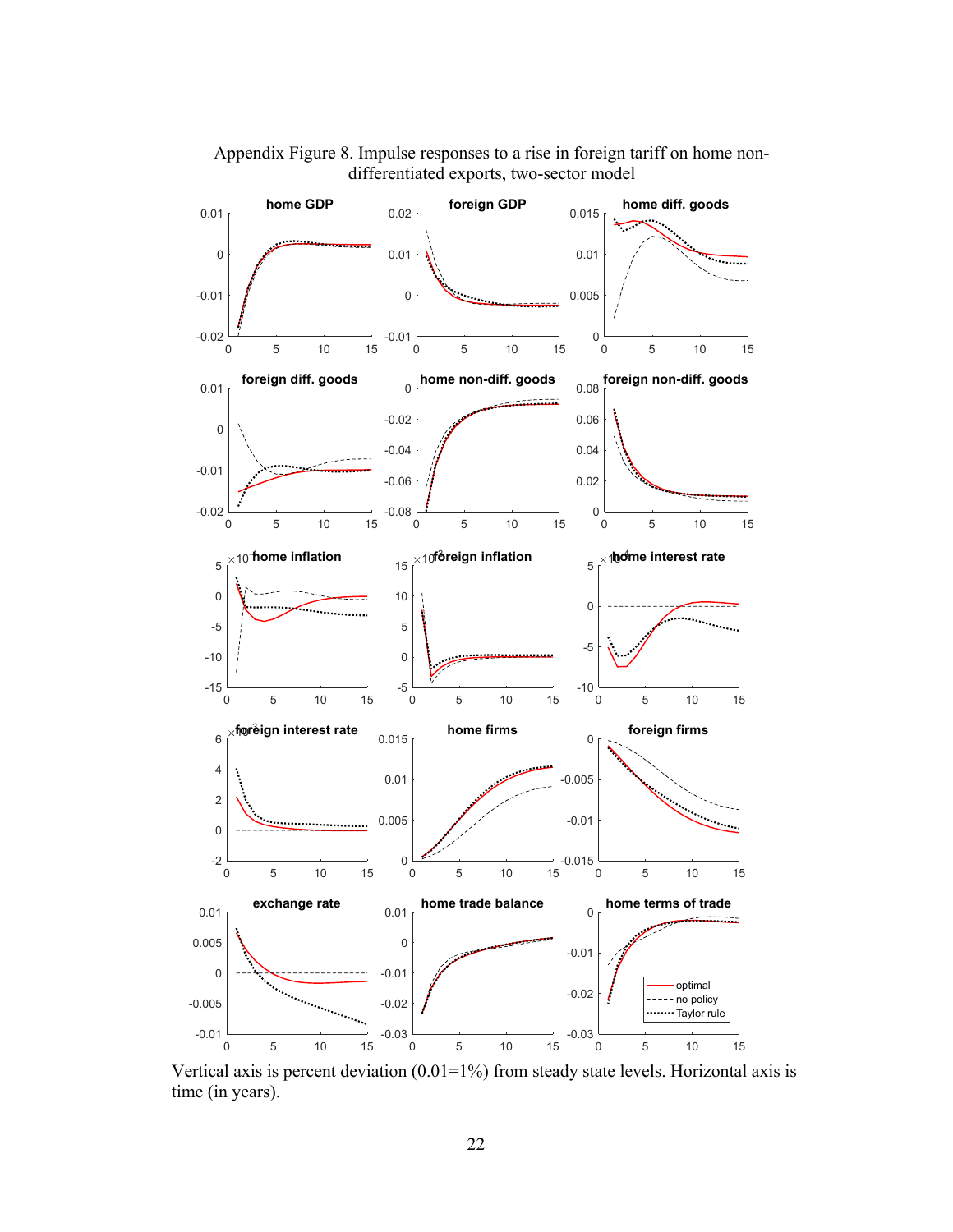Appendix Figure 8. Impulse responses to a rise in foreign tariff on home non-differentiated exports, two-sector model

Vertical axis is percent deviation (0.01=1%) from steady state levels. Horizontal axis is time (in years).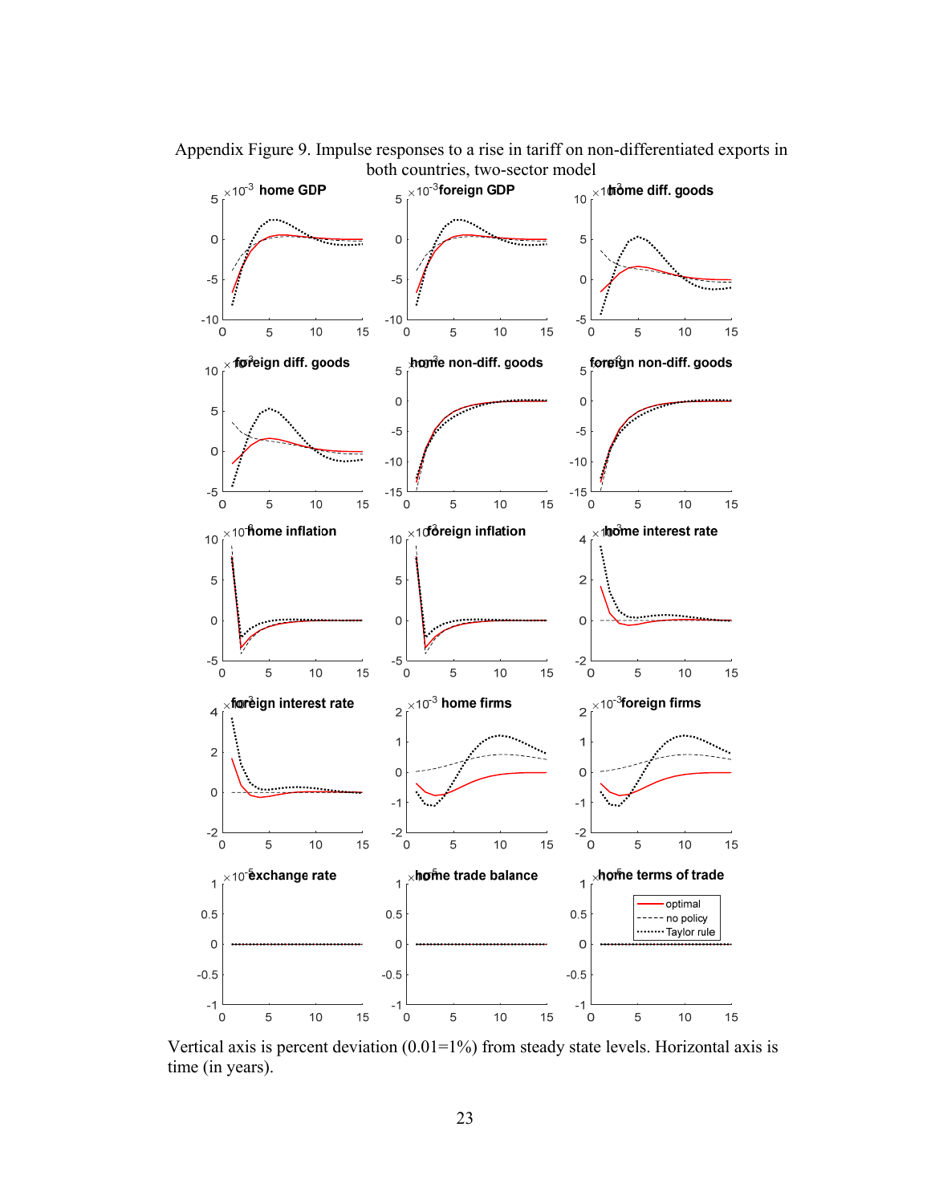Appendix Figure 9. Impulse responses to a rise in tariff on non-differentiated exports in both countries, two-sector model

Vertical axis is percent deviation (0.01=1%) from steady state levels. Horizontal axis is time (in years).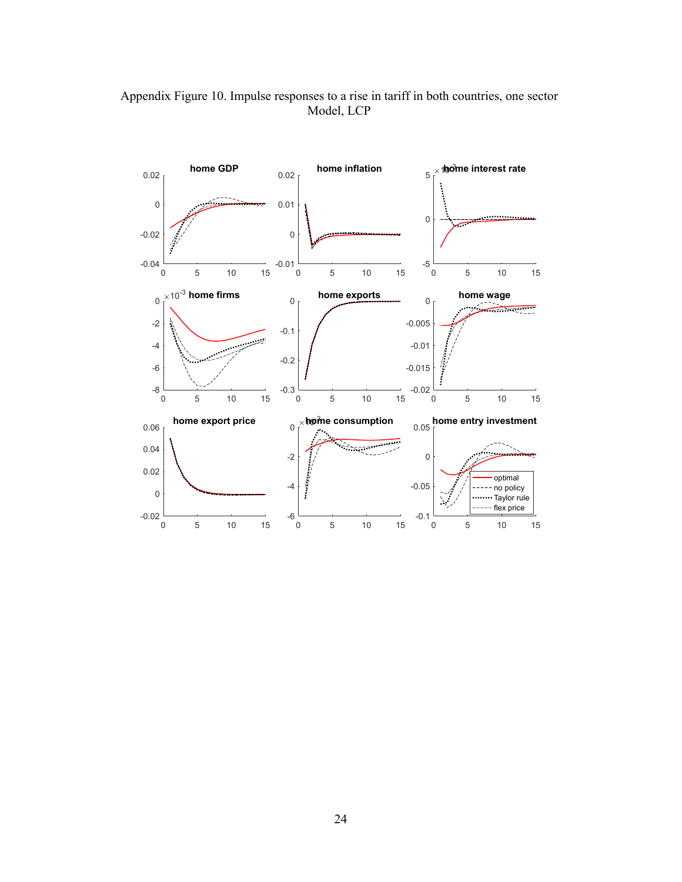Appendix Figure 10. Impulse responses to a rise in tariff in both countries, one sector Model, LCP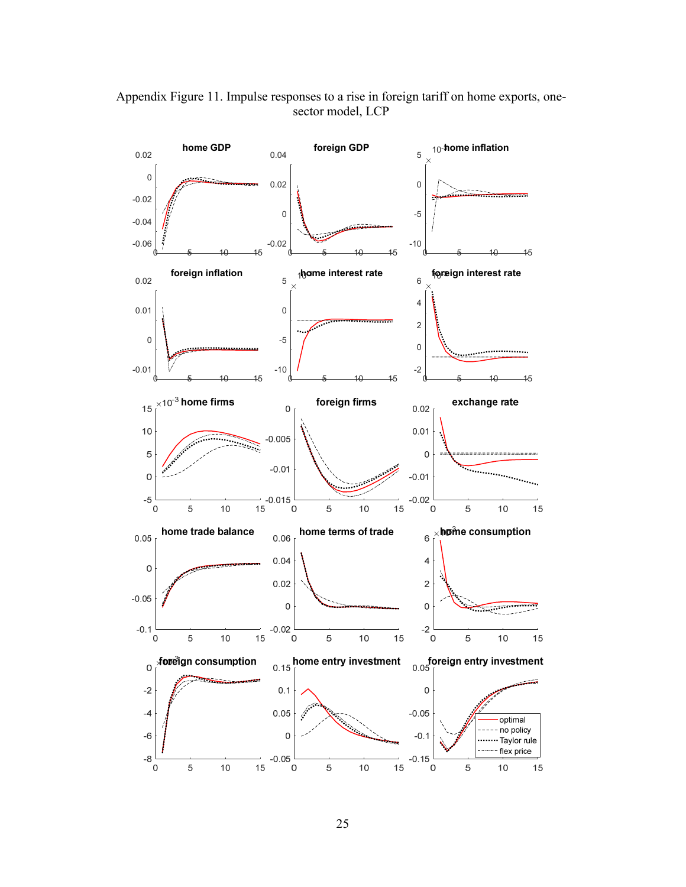Appendix Figure 11. Impulse responses to a rise in foreign tariff on home exports, one-sector model, LCP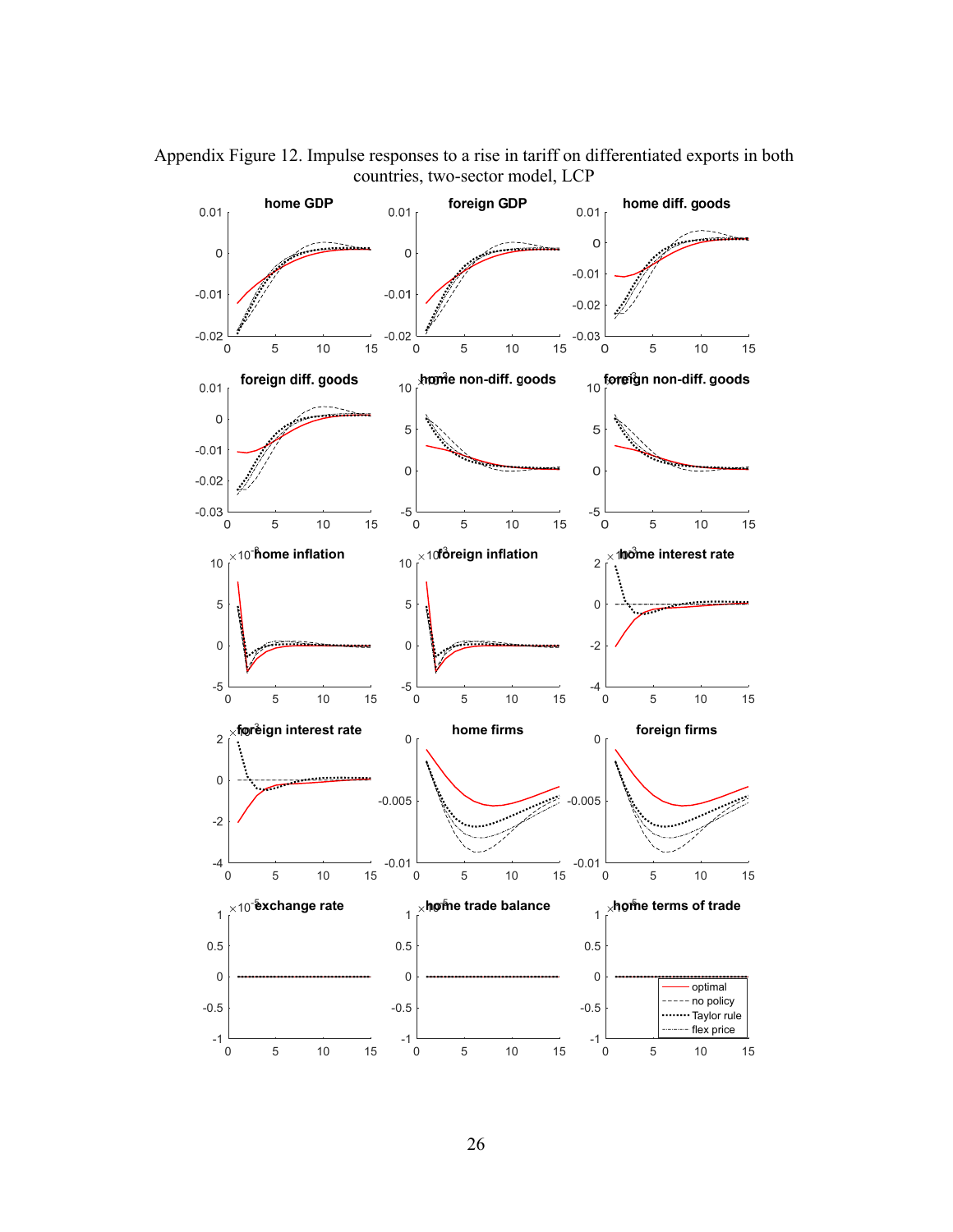Appendix Figure 12. Impulse responses to a rise in tariff on differentiated exports in both countries, two-sector model, LCP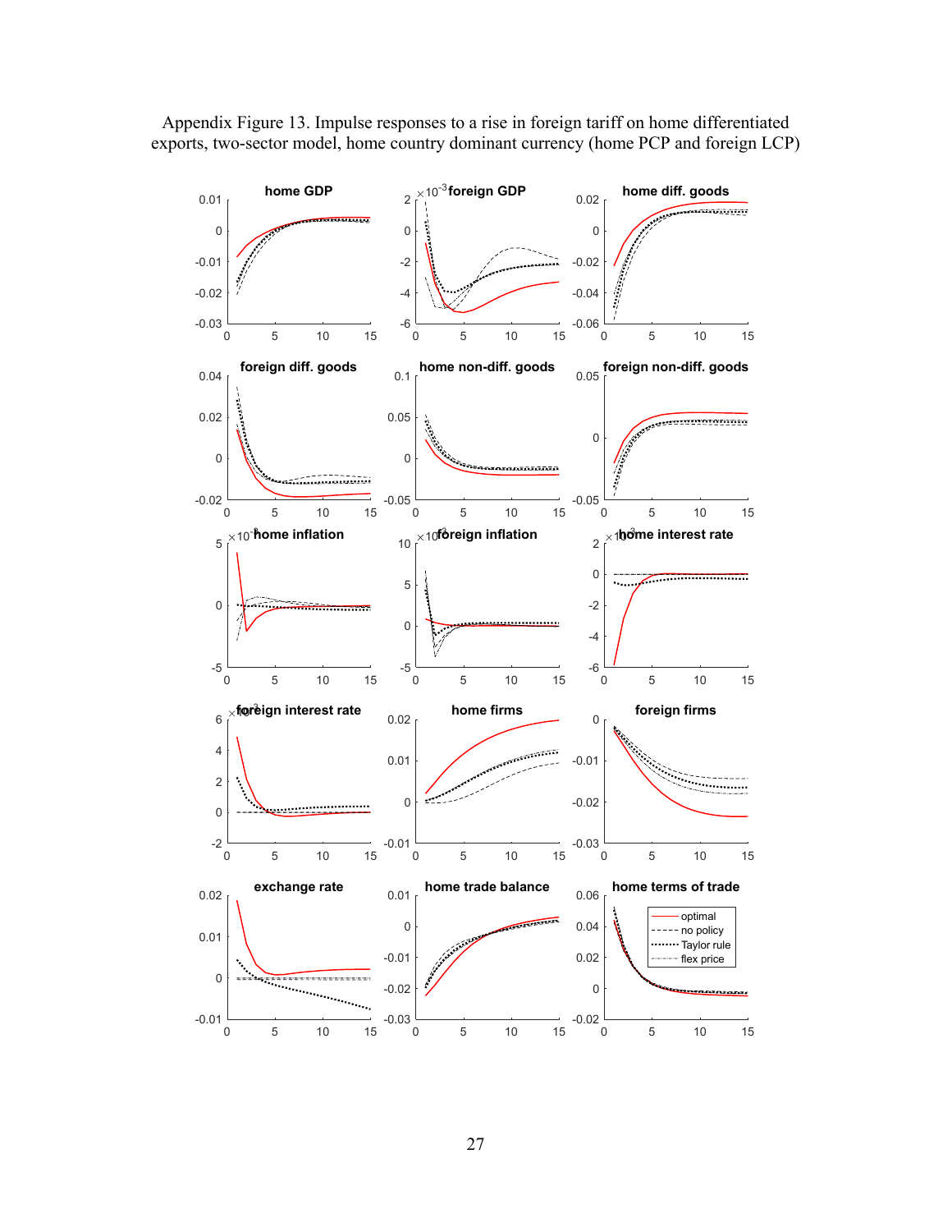Appendix Figure 13. Impulse responses to a rise in foreign tariff on home differentiated exports, two-sector model, home country dominant currency (home PCP and foreign LCP)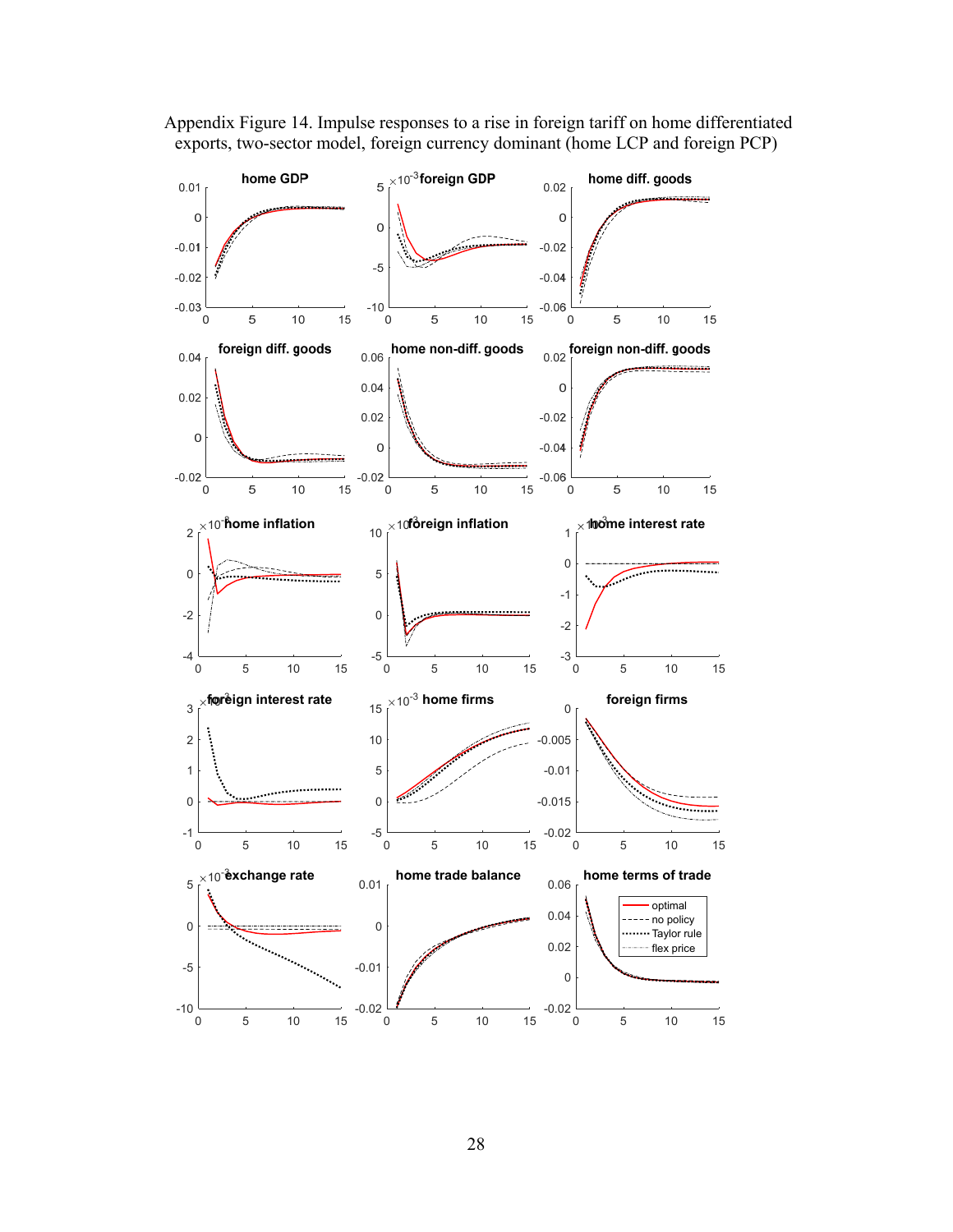Appendix Figure 14. Impulse responses to a rise in foreign tariff on home differentiated exports, two-sector model, foreign currency dominant (home LCP and foreign PCP)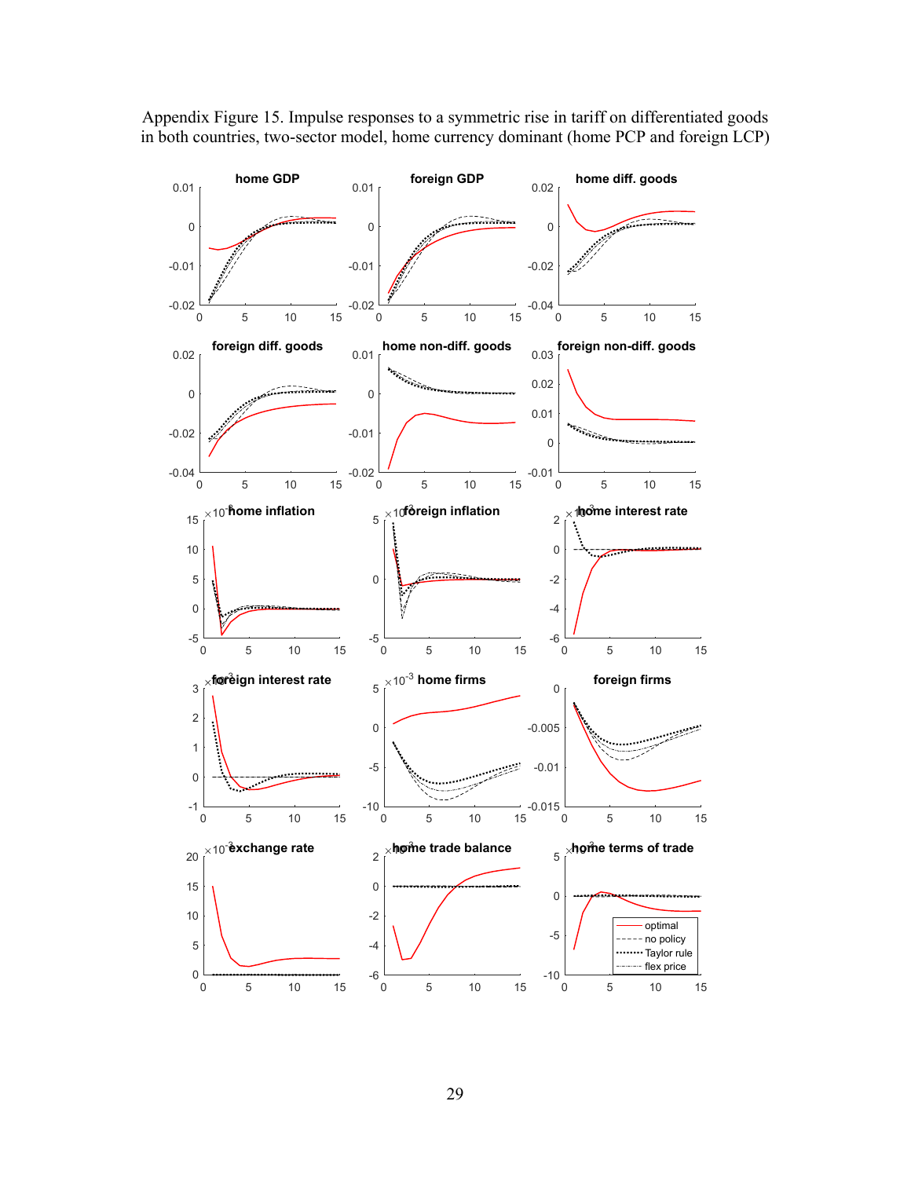Appendix Figure 15. Impulse responses to a symmetric rise in tariff on differentiated goods in both countries, two-sector model, home currency dominant (home PCP and foreign LCP)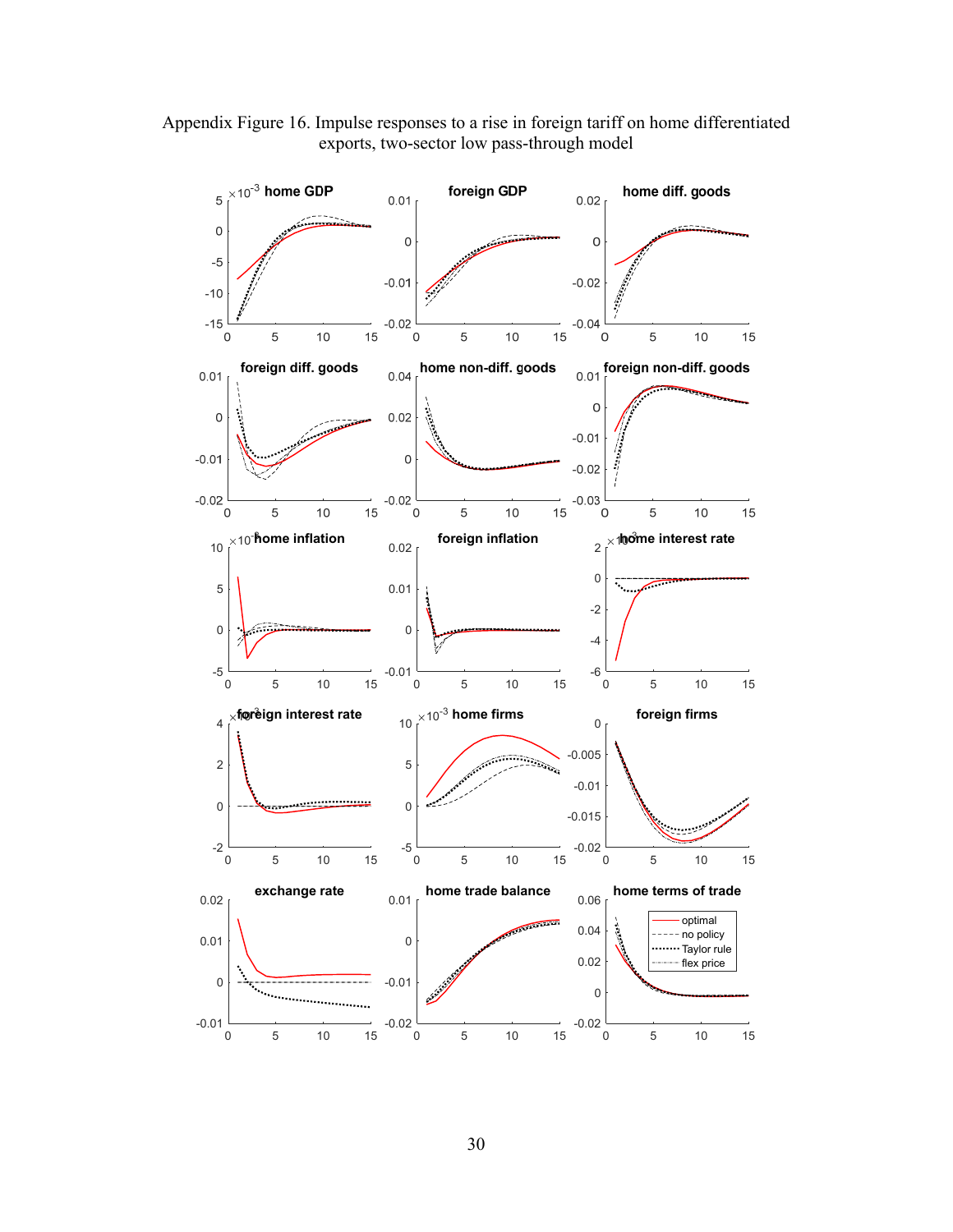Appendix Figure 16. Impulse responses to a rise in foreign tariff on home differentiated exports, two-sector low pass-through model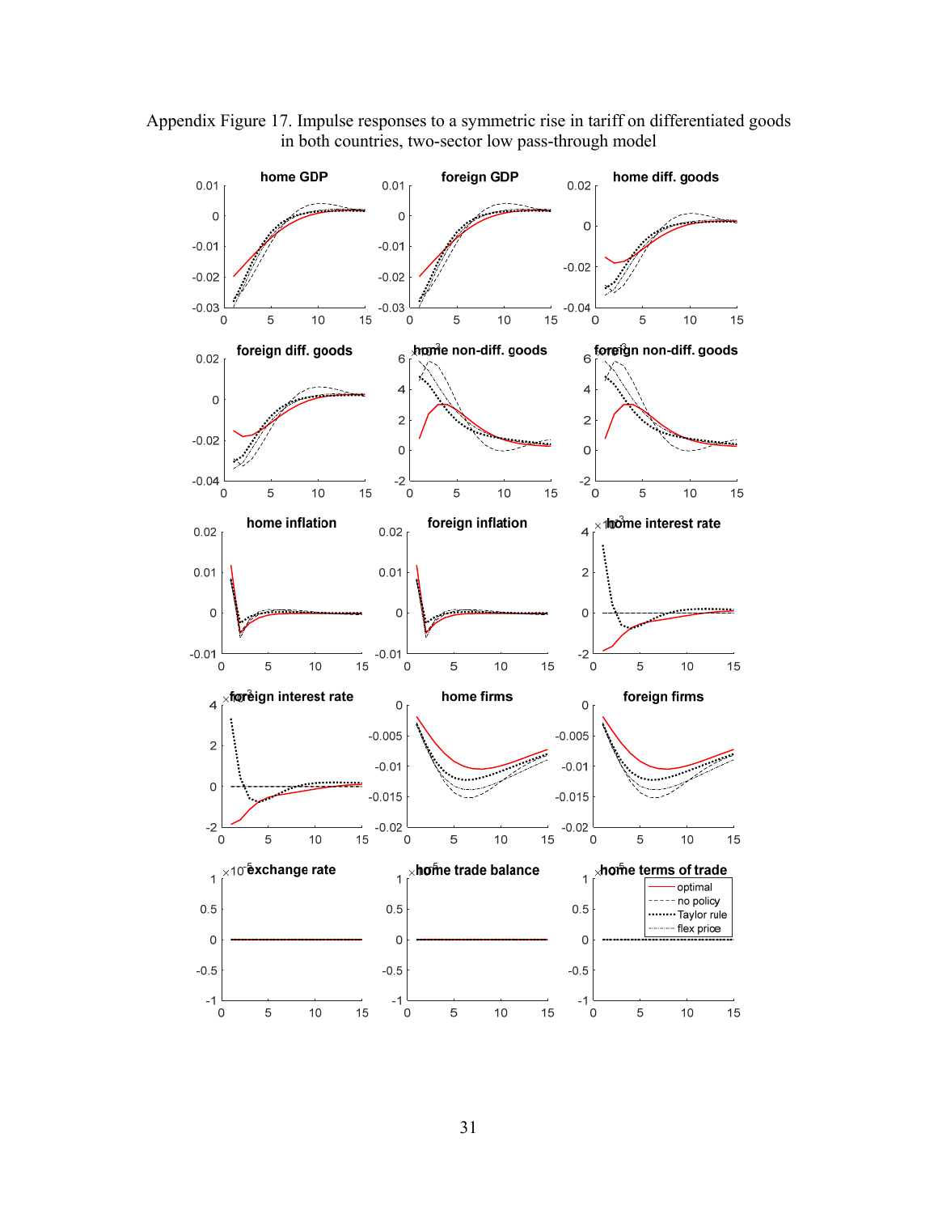Appendix Figure 17. Impulse responses to a symmetric rise in tariff on differentiated goods in both countries, two-sector low pass-through model

home GDP

0.01
0
-0.01
-0.02
-0.03
0 5 10 15

foreign GDP

0.01
0
-0.01
-0.02
-0.03
0 5 10 15

home diff. goods

0.02
0
-0.02
-0.04
0 5 10 15

foreign diff. goods

0.02
0
-0.02
-0.04
0 5 10 15

home non-diff. goods

$\times 10^{-3}$

6
4
2
0
-2
0 5 10 15

foreign non-diff. goods

$\times 10^{-3}$

6
4
2
0
-2
0 5 10 15

home inflation

0.02
0.01
0
-0.01
0 5 10 15

foreign inflation

0.02
0.01
0
-0.01
0 5 10 15

home interest rate

$\times 10^{-3}$

4
2
0
-2
0 5 10 15

foreign interest rate

$\times 10^{-3}$

4
2
0
-2
0 5 10 15

home firms

0
-0.005
-0.01
-0.015
-0.02
0 5 10 15

foreign firms

0
-0.005
-0.01
-0.015
-0.02
0 5 10 15

exchange rate

$\times 10^{-5}$

1
0.5
0
-0.5
-1
0 5 10 15

home trade balance

$\times 10^{-5}$

1
0.5
0
-0.5
-1
0 5 10 15

home terms of trade

$\times 10^{-5}$

1
0.5
0
-0.5
-1
0 5 10 15

optimal
no policy
Taylor rule
flex price